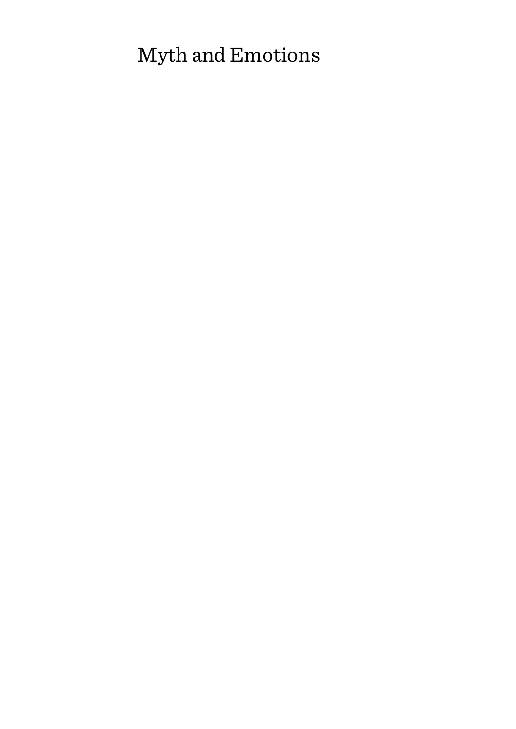# Myth and Emotions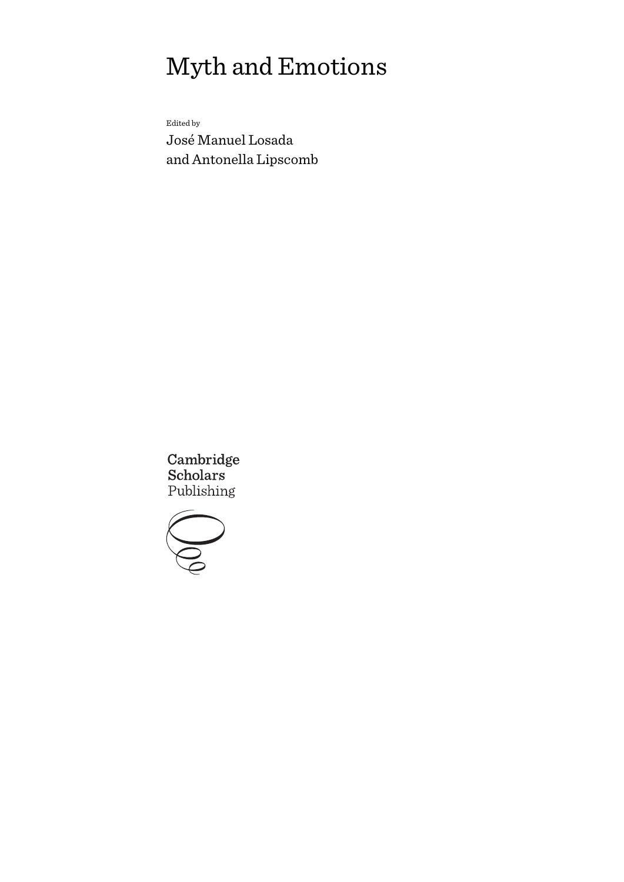# Myth and Emotions

Edited by

José Manuel Losada
and Antonella Lipscomb

Cambridge
Scholars
Publishing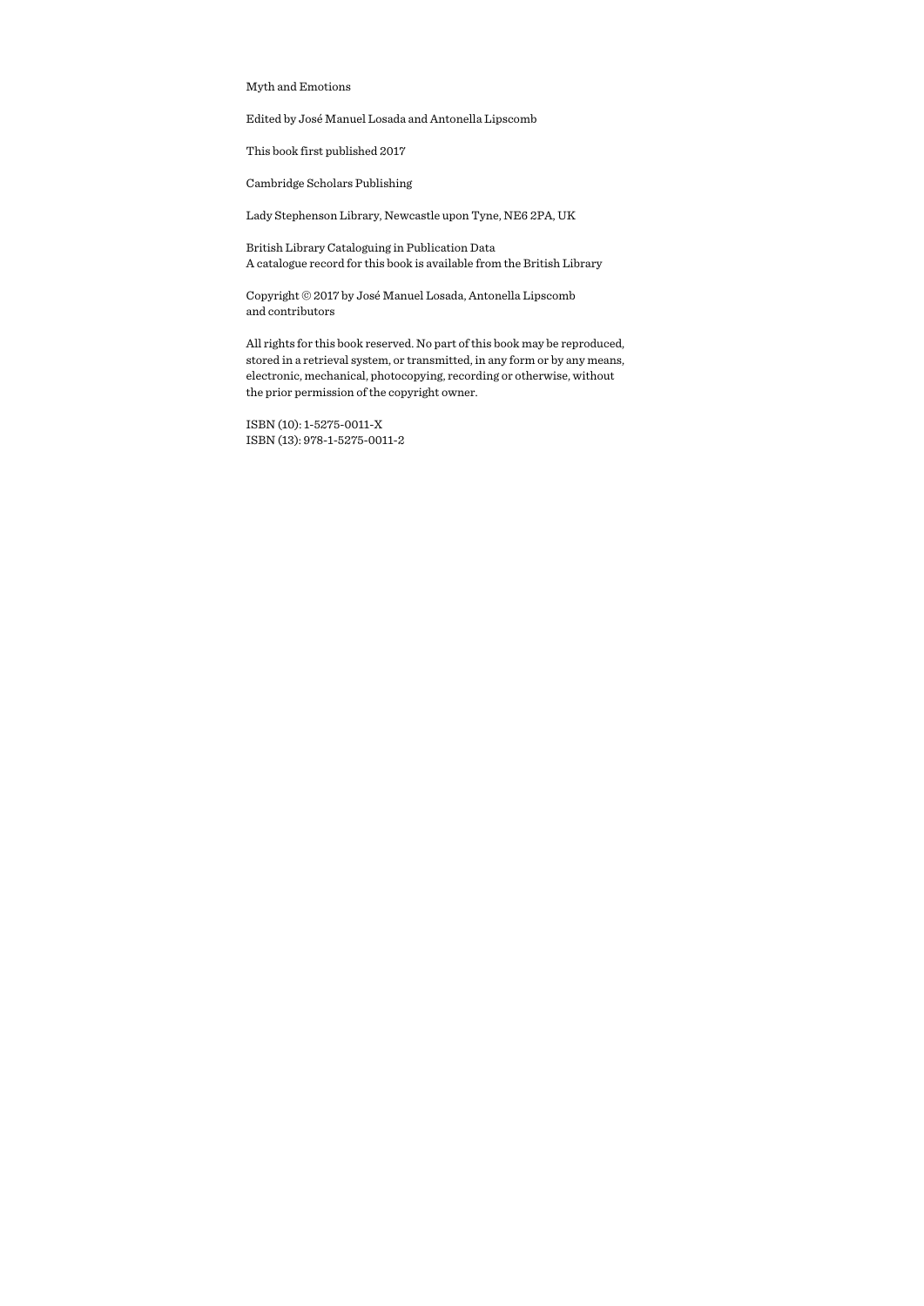Myth and Emotions

Edited by José Manuel Losada and Antonella Lipscomb

This book first published 2017

Cambridge Scholars Publishing

Lady Stephenson Library, Newcastle upon Tyne, NE6 2PA, UK

British Library Cataloguing in Publication Data
A catalogue record for this book is available from the British Library

Copyright © 2017 by José Manuel Losada, Antonella Lipscomb
and contributors

All rights for this book reserved. No part of this book may be reproduced, stored in a retrieval system, or transmitted, in any form or by any means, electronic, mechanical, photocopying, recording or otherwise, without the prior permission of the copyright owner.

ISBN (10): 1-5275-0011-X
ISBN (13): 978-1-5275-0011-2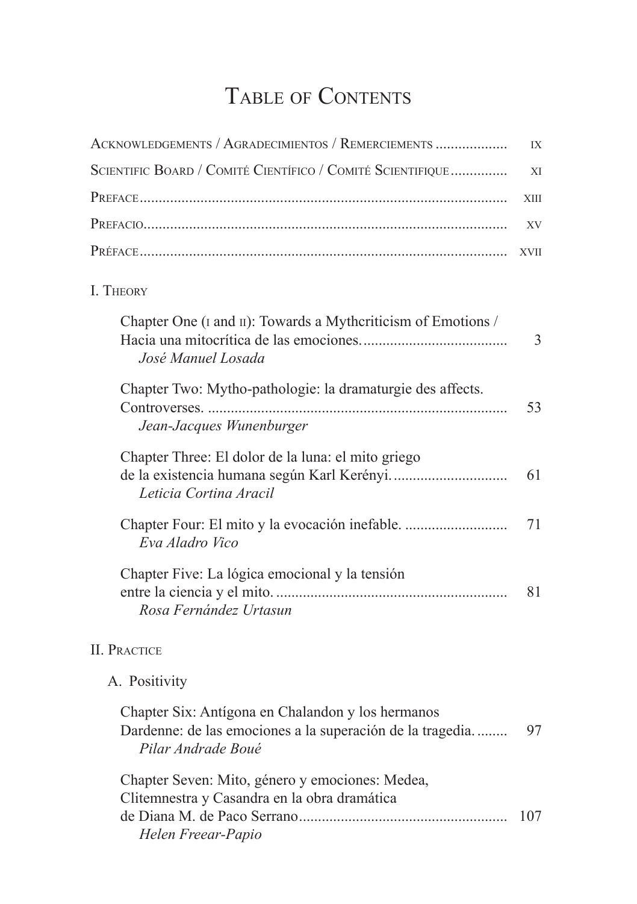# Table of Contents

Acknowledgements / Agradecimientos / Remerciements .................. IX

Scientific Board / Comité Científico / Comité Scientifique .............. XI

Preface ................................................................................ XIII

Prefacio ............................................................................... XV

Préface ................................................................................ XVII

## I. Theory

Chapter One (I and II): Towards a Mythcriticism of Emotions / Hacia una mitocrítica de las emociones. ..................................... 3
*José Manuel Losada*

Chapter Two: Mytho-pathologie: la dramaturgie des affects. Controverses. .............................................................................. 53
*Jean-Jacques Wunenburger*

Chapter Three: El dolor de la luna: el mito griego de la existencia humana según Karl Kerényi. ............................. 61
*Leticia Cortina Aracil*

Chapter Four: El mito y la evocación inefable. .......................... 71
*Eva Aladro Vico*

Chapter Five: La lógica emocional y la tensión entre la ciencia y el mito. ............................................................ 81
*Rosa Fernández Urtasun*

## II. Practice

### A. Positivity

Chapter Six: Antígona en Chalandon y los hermanos Dardenne: de las emociones a la superación de la tragedia. ........ 97
*Pilar Andrade Boué*

Chapter Seven: Mito, género y emociones: Medea, Clitemnestra y Casandra en la obra dramática de Diana M. de Paco Serrano ...................................................... 107
*Helen Freear-Papio*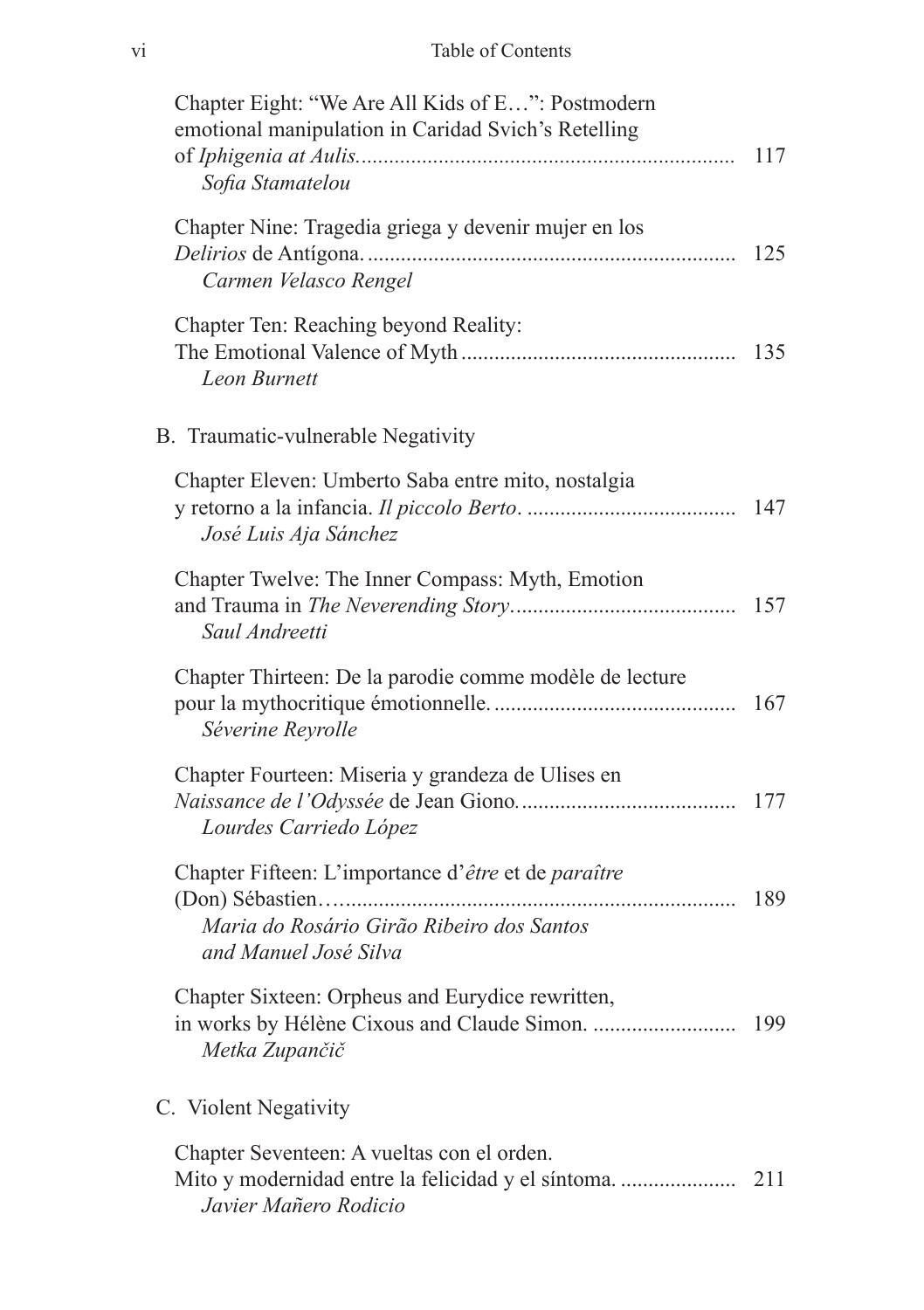Chapter Eight: "We Are All Kids of E…": Postmodern emotional manipulation in Caridad Svich's Retelling of *Iphigenia at Aulis*. .......... 117
*Sofia Stamatelou*

Chapter Nine: Tragedia griega y devenir mujer en los *Delirios* de Antígona. .......... 125
*Carmen Velasco Rengel*

Chapter Ten: Reaching beyond Reality: The Emotional Valence of Myth .......... 135
*Leon Burnett*

B. Traumatic-vulnerable Negativity

Chapter Eleven: Umberto Saba entre mito, nostalgia y retorno a la infancia. *Il piccolo Berto*. .......... 147
*José Luis Aja Sánchez*

Chapter Twelve: The Inner Compass: Myth, Emotion and Trauma in *The Neverending Story*. .......... 157
*Saul Andreetti*

Chapter Thirteen: De la parodie comme modèle de lecture pour la mythocritique émotionnelle. .......... 167
*Séverine Reyrolle*

Chapter Fourteen: Miseria y grandeza de Ulises en *Naissance de l'Odyssée* de Jean Giono. .......... 177
*Lourdes Carriedo López*

Chapter Fifteen: L'importance d'*être* et de *paraître* (Don) Sébastien… .......... 189
*Maria do Rosário Girão Ribeiro dos Santos and Manuel José Silva*

Chapter Sixteen: Orpheus and Eurydice rewritten, in works by Hélène Cixous and Claude Simon. .......... 199
*Metka Zupančič*

C. Violent Negativity

Chapter Seventeen: A vueltas con el orden. Mito y modernidad entre la felicidad y el síntoma. .......... 211
*Javier Mañero Rodicio*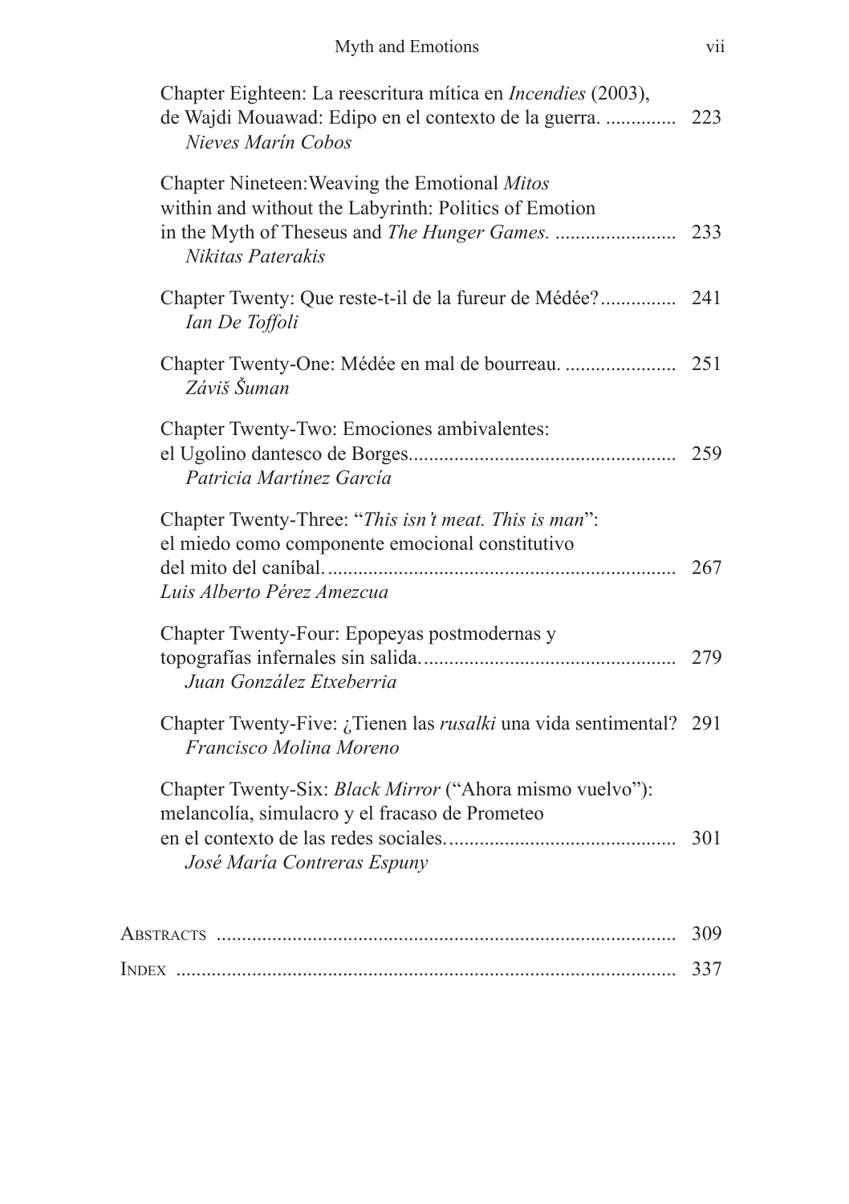Chapter Eighteen: La reescritura mítica en *Incendies* (2003), de Wajdi Mouawad: Edipo en el contexto de la guerra. .............. 223
*Nieves Marín Cobos*

Chapter Nineteen: Weaving the Emotional *Mitos* within and without the Labyrinth: Politics of Emotion in the Myth of Theseus and *The Hunger Games*. ........................ 233
*Nikitas Paterakis*

Chapter Twenty: Que reste-t-il de la fureur de Médée?............... 241
*Ian De Toffoli*

Chapter Twenty-One: Médée en mal de bourreau. ...................... 251
*Záviš Šuman*

Chapter Twenty-Two: Emociones ambivalentes: el Ugolino dantesco de Borges.................................................... 259
*Patricia Martínez García*

Chapter Twenty-Three: "*This isn't meat. This is man*": el miedo como componente emocional constitutivo del mito del caníbal..................................................................... 267
*Luis Alberto Pérez Amezcua*

Chapter Twenty-Four: Epopeyas postmodernas y topografías infernales sin salida.................................................. 279
*Juan González Etxeberria*

Chapter Twenty-Five: ¿Tienen las *rusalki* una vida sentimental? 291
*Francisco Molina Moreno*

Chapter Twenty-Six: *Black Mirror* ("Ahora mismo vuelvo"): melancolía, simulacro y el fracaso de Prometeo en el contexto de las redes sociales............................................. 301
*José María Contreras Espuny*

Abstracts .......................................................................................... 309

Index ................................................................................................. 337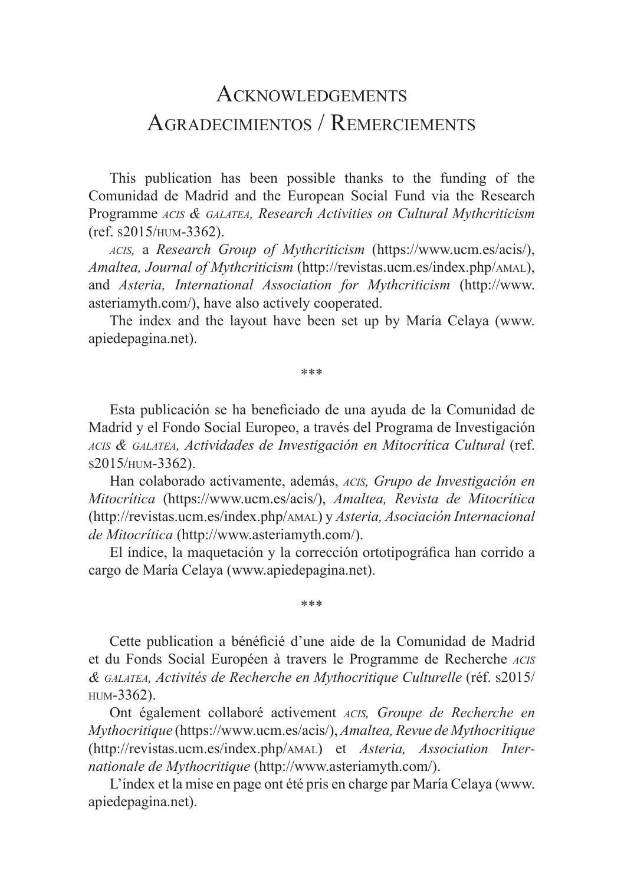# Acknowledgements
# Agradecimientos / Remerciements

This publication has been possible thanks to the funding of the Comunidad de Madrid and the European Social Fund via the Research Programme *acis & galatea, Research Activities on Cultural Mythcriticism* (ref. s2015/hum-3362).

*acis,* a *Research Group of Mythcriticism* (https://www.ucm.es/acis/), *Amaltea, Journal of Mythcriticism* (http://revistas.ucm.es/index.php/amal), and *Asteria, International Association for Mythcriticism* (http://www.asteriamyth.com/), have also actively cooperated.

The index and the layout have been set up by María Celaya (www.apiedepagina.net).

\*\*\*

Esta publicación se ha beneficiado de una ayuda de la Comunidad de Madrid y el Fondo Social Europeo, a través del Programa de Investigación *acis & galatea, Actividades de Investigación en Mitocrítica Cultural* (ref. s2015/hum-3362).

Han colaborado activamente, además, *acis, Grupo de Investigación en Mitocrítica* (https://www.ucm.es/acis/), *Amaltea, Revista de Mitocrítica* (http://revistas.ucm.es/index.php/amal) y *Asteria, Asociación Internacional de Mitocrítica* (http://www.asteriamyth.com/).

El índice, la maquetación y la corrección ortotipográfica han corrido a cargo de María Celaya (www.apiedepagina.net).

\*\*\*

Cette publication a bénéficié d'une aide de la Comunidad de Madrid et du Fonds Social Européen à travers le Programme de Recherche *acis & galatea, Activités de Recherche en Mythocritique Culturelle* (réf. s2015/hum-3362).

Ont également collaboré activement *acis, Groupe de Recherche en Mythocritique* (https://www.ucm.es/acis/), *Amaltea, Revue de Mythocritique* (http://revistas.ucm.es/index.php/amal) et *Asteria, Association Internationale de Mythocritique* (http://www.asteriamyth.com/).

L'index et la mise en page ont été pris en charge par María Celaya (www.apiedepagina.net).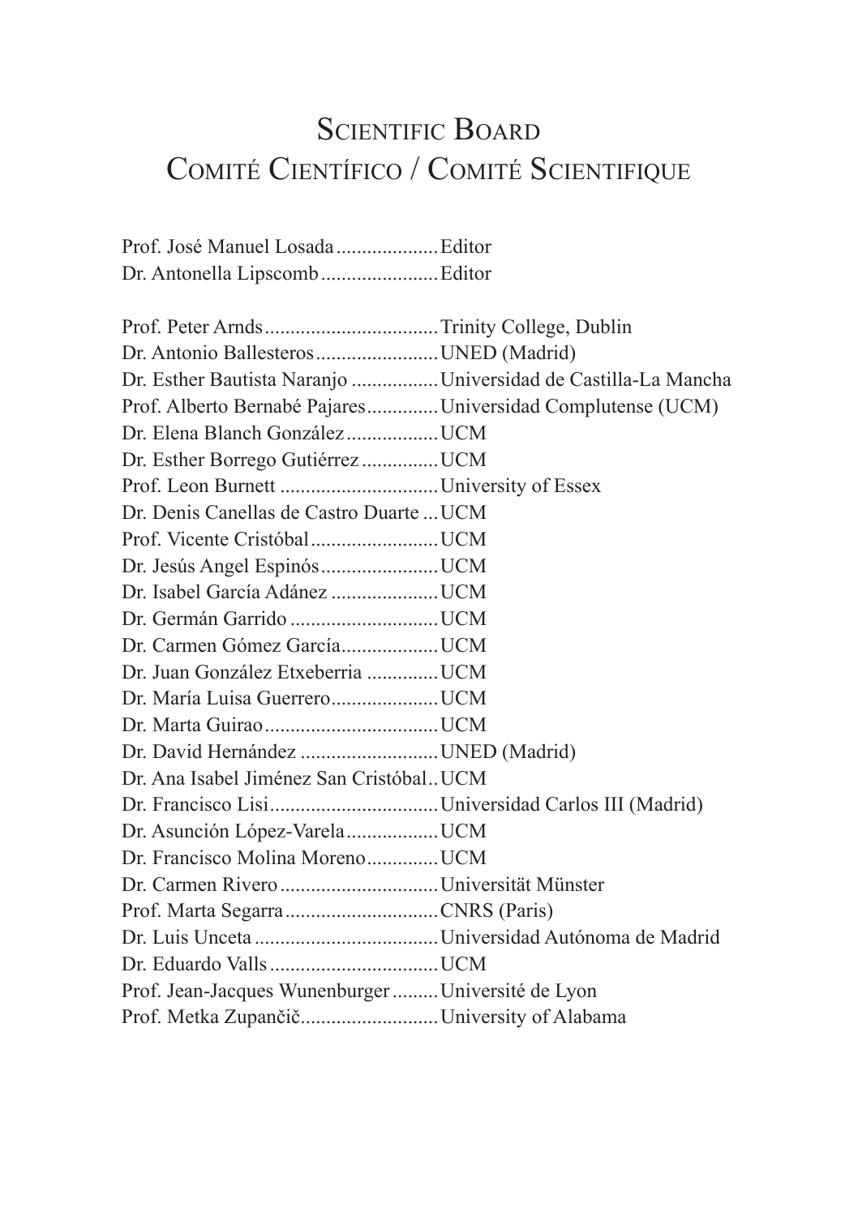# Scientific Board
## Comité Científico / Comité Scientifique

Prof. José Manuel Losada....................Editor
Dr. Antonella Lipscomb.......................Editor

Prof. Peter Arnds..................................Trinity College, Dublin
Dr. Antonio Ballesteros........................UNED (Madrid)
Dr. Esther Bautista Naranjo .................Universidad de Castilla-La Mancha
Prof. Alberto Bernabé Pajares.............Universidad Complutense (UCM)
Dr. Elena Blanch González..................UCM
Dr. Esther Borrego Gutiérrez...............UCM
Prof. Leon Burnett ...............................University of Essex
Dr. Denis Canellas de Castro Duarte ...UCM
Prof. Vicente Cristóbal.........................UCM
Dr. Jesús Angel Espinós.......................UCM
Dr. Isabel García Adánez .....................UCM
Dr. Germán Garrido .............................UCM
Dr. Carmen Gómez García...................UCM
Dr. Juan González Etxeberria ..............UCM
Dr. María Luisa Guerrero.....................UCM
Dr. Marta Guirao..................................UCM
Dr. David Hernández ...........................UNED (Madrid)
Dr. Ana Isabel Jiménez San Cristóbal..UCM
Dr. Francisco Lisi.................................Universidad Carlos III (Madrid)
Dr. Asunción López-Varela..................UCM
Dr. Francisco Molina Moreno..............UCM
Dr. Carmen Rivero ...............................Universität Münster
Prof. Marta Segarra..............................CNRS (Paris)
Dr. Luis Unceta ....................................Universidad Autónoma de Madrid
Dr. Eduardo Valls.................................UCM
Prof. Jean-Jacques Wunenburger .........Université de Lyon
Prof. Metka Zupančič...........................University of Alabama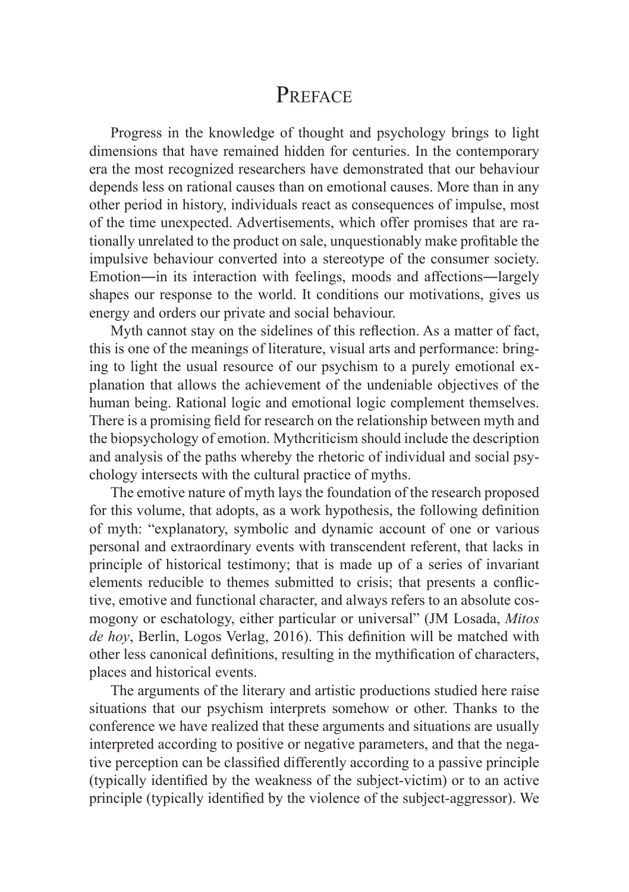# Preface

Progress in the knowledge of thought and psychology brings to light dimensions that have remained hidden for centuries. In the contemporary era the most recognized researchers have demonstrated that our behaviour depends less on rational causes than on emotional causes. More than in any other period in history, individuals react as consequences of impulse, most of the time unexpected. Advertisements, which offer promises that are rationally unrelated to the product on sale, unquestionably make profitable the impulsive behaviour converted into a stereotype of the consumer society. Emotion—in its interaction with feelings, moods and affections—largely shapes our response to the world. It conditions our motivations, gives us energy and orders our private and social behaviour.

Myth cannot stay on the sidelines of this reflection. As a matter of fact, this is one of the meanings of literature, visual arts and performance: bringing to light the usual resource of our psychism to a purely emotional explanation that allows the achievement of the undeniable objectives of the human being. Rational logic and emotional logic complement themselves. There is a promising field for research on the relationship between myth and the biopsychology of emotion. Mythcriticism should include the description and analysis of the paths whereby the rhetoric of individual and social psychology intersects with the cultural practice of myths.

The emotive nature of myth lays the foundation of the research proposed for this volume, that adopts, as a work hypothesis, the following definition of myth: "explanatory, symbolic and dynamic account of one or various personal and extraordinary events with transcendent referent, that lacks in principle of historical testimony; that is made up of a series of invariant elements reducible to themes submitted to crisis; that presents a conflictive, emotive and functional character, and always refers to an absolute cosmogony or eschatology, either particular or universal" (JM Losada, *Mitos de hoy*, Berlin, Logos Verlag, 2016). This definition will be matched with other less canonical definitions, resulting in the mythification of characters, places and historical events.

The arguments of the literary and artistic productions studied here raise situations that our psychism interprets somehow or other. Thanks to the conference we have realized that these arguments and situations are usually interpreted according to positive or negative parameters, and that the negative perception can be classified differently according to a passive principle (typically identified by the weakness of the subject-victim) or to an active principle (typically identified by the violence of the subject-aggressor). We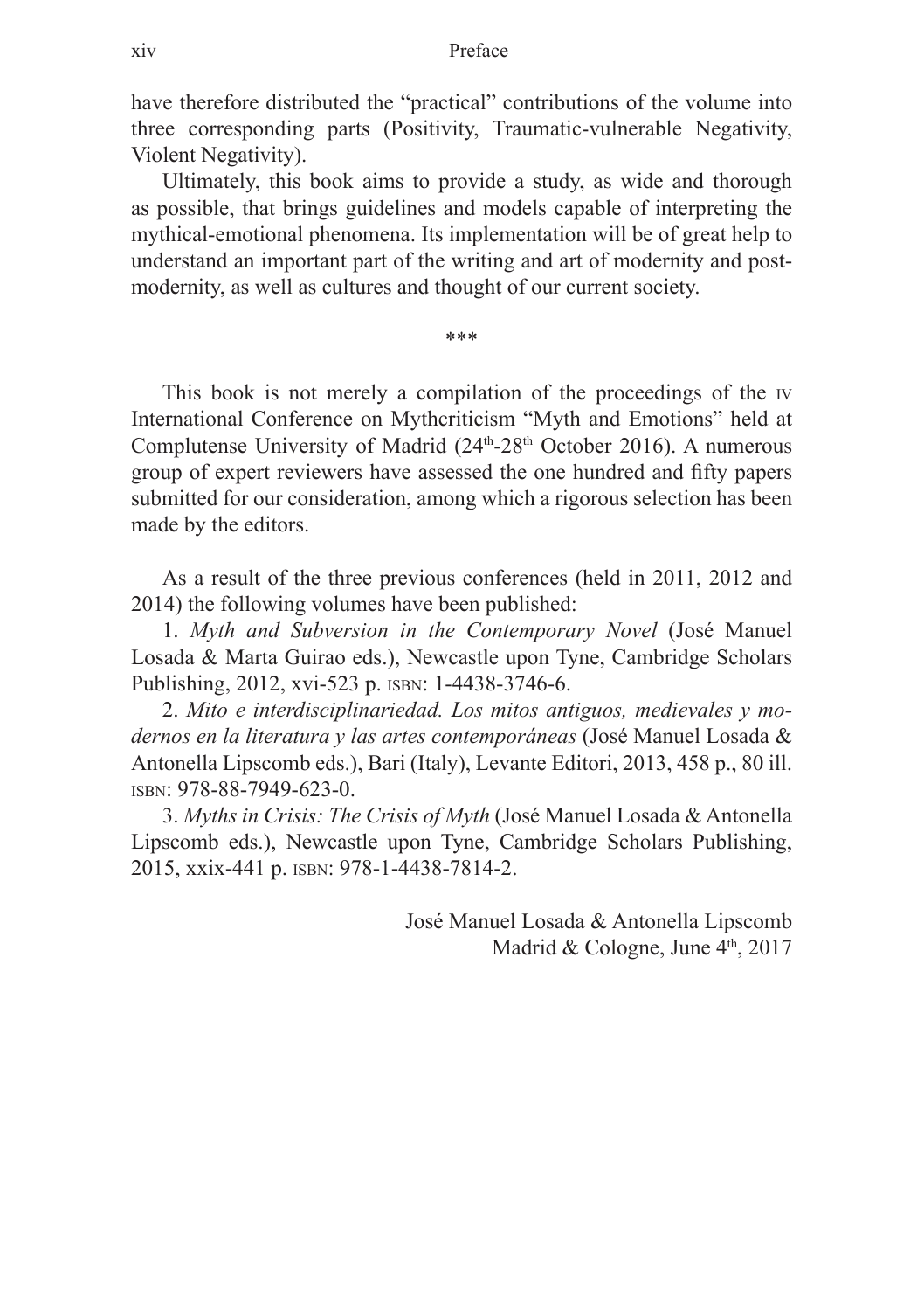have therefore distributed the "practical" contributions of the volume into three corresponding parts (Positivity, Traumatic-vulnerable Negativity, Violent Negativity).

Ultimately, this book aims to provide a study, as wide and thorough as possible, that brings guidelines and models capable of interpreting the mythical-emotional phenomena. Its implementation will be of great help to understand an important part of the writing and art of modernity and post-modernity, as well as cultures and thought of our current society.

\*\*\*

This book is not merely a compilation of the proceedings of the IV International Conference on Mythcriticism "Myth and Emotions" held at Complutense University of Madrid (24th-28th October 2016). A numerous group of expert reviewers have assessed the one hundred and fifty papers submitted for our consideration, among which a rigorous selection has been made by the editors.

As a result of the three previous conferences (held in 2011, 2012 and 2014) the following volumes have been published:

1. *Myth and Subversion in the Contemporary Novel* (José Manuel Losada & Marta Guirao eds.), Newcastle upon Tyne, Cambridge Scholars Publishing, 2012, xvi-523 p. ISBN: 1-4438-3746-6.

2. *Mito e interdisciplinariedad. Los mitos antiguos, medievales y modernos en la literatura y las artes contemporáneas* (José Manuel Losada & Antonella Lipscomb eds.), Bari (Italy), Levante Editori, 2013, 458 p., 80 ill. ISBN: 978-88-7949-623-0.

3. *Myths in Crisis: The Crisis of Myth* (José Manuel Losada & Antonella Lipscomb eds.), Newcastle upon Tyne, Cambridge Scholars Publishing, 2015, xxix-441 p. ISBN: 978-1-4438-7814-2.

José Manuel Losada & Antonella Lipscomb
Madrid & Cologne, June 4th, 2017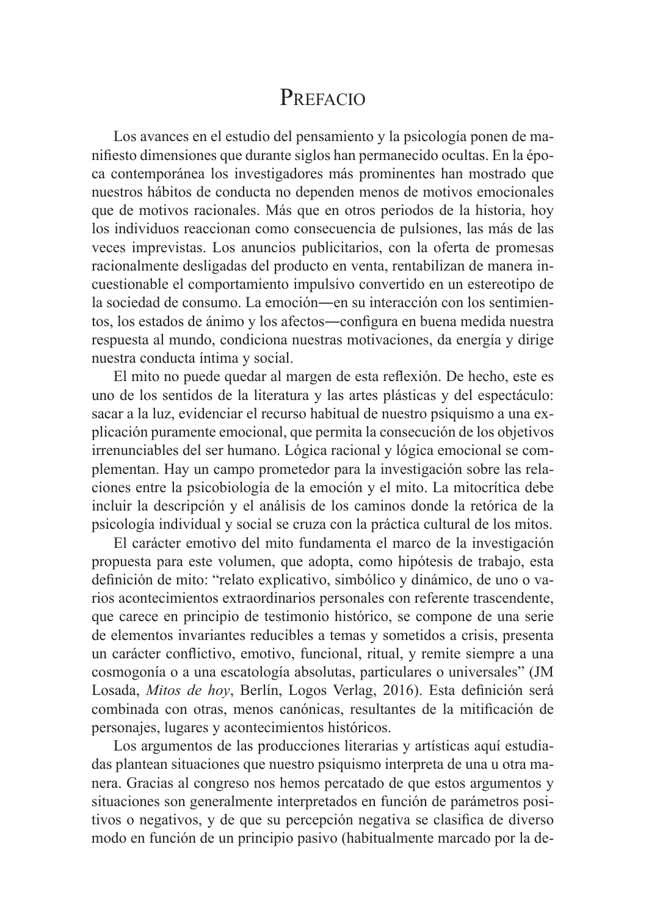# Prefacio

Los avances en el estudio del pensamiento y la psicología ponen de manifiesto dimensiones que durante siglos han permanecido ocultas. En la época contemporánea los investigadores más prominentes han mostrado que nuestros hábitos de conducta no dependen menos de motivos emocionales que de motivos racionales. Más que en otros periodos de la historia, hoy los individuos reaccionan como consecuencia de pulsiones, las más de las veces imprevistas. Los anuncios publicitarios, con la oferta de promesas racionalmente desligadas del producto en venta, rentabilizan de manera incuestionable el comportamiento impulsivo convertido en un estereotipo de la sociedad de consumo. La emoción—en su interacción con los sentimientos, los estados de ánimo y los afectos—configura en buena medida nuestra respuesta al mundo, condiciona nuestras motivaciones, da energía y dirige nuestra conducta íntima y social.

El mito no puede quedar al margen de esta reflexión. De hecho, este es uno de los sentidos de la literatura y las artes plásticas y del espectáculo: sacar a la luz, evidenciar el recurso habitual de nuestro psiquismo a una explicación puramente emocional, que permita la consecución de los objetivos irrenunciables del ser humano. Lógica racional y lógica emocional se complementan. Hay un campo prometedor para la investigación sobre las relaciones entre la psicobiología de la emoción y el mito. La mitocrítica debe incluir la descripción y el análisis de los caminos donde la retórica de la psicología individual y social se cruza con la práctica cultural de los mitos.

El carácter emotivo del mito fundamenta el marco de la investigación propuesta para este volumen, que adopta, como hipótesis de trabajo, esta definición de mito: "relato explicativo, simbólico y dinámico, de uno o varios acontecimientos extraordinarios personales con referente trascendente, que carece en principio de testimonio histórico, se compone de una serie de elementos invariantes reducibles a temas y sometidos a crisis, presenta un carácter conflictivo, emotivo, funcional, ritual, y remite siempre a una cosmogonía o a una escatología absolutas, particulares o universales" (JM Losada, *Mitos de hoy*, Berlín, Logos Verlag, 2016). Esta definición será combinada con otras, menos canónicas, resultantes de la mitificación de personajes, lugares y acontecimientos históricos.

Los argumentos de las producciones literarias y artísticas aquí estudiadas plantean situaciones que nuestro psiquismo interpreta de una u otra manera. Gracias al congreso nos hemos percatado de que estos argumentos y situaciones son generalmente interpretados en función de parámetros positivos o negativos, y de que su percepción negativa se clasifica de diverso modo en función de un principio pasivo (habitualmente marcado por la de-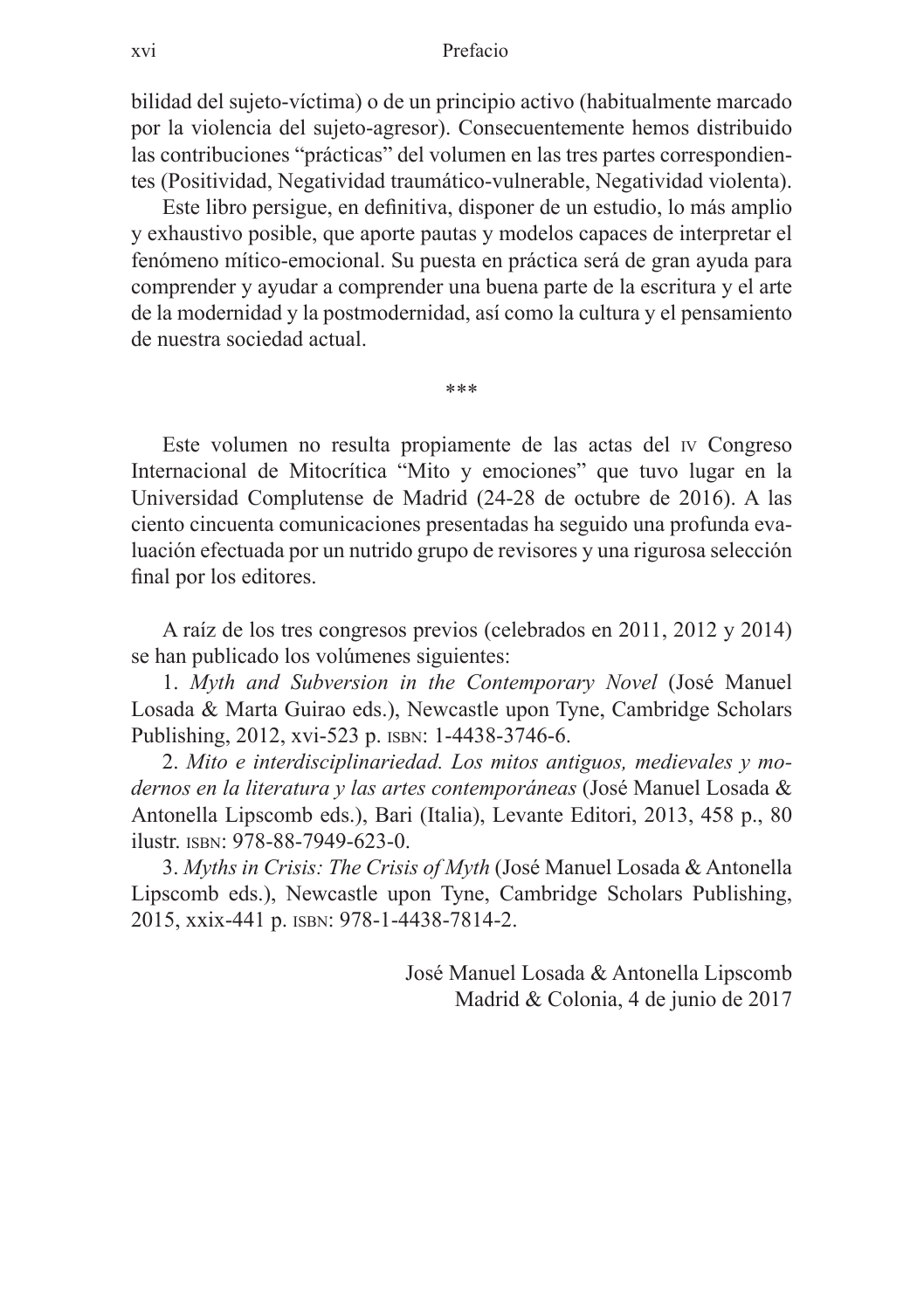bilidad del sujeto-víctima) o de un principio activo (habitualmente marcado por la violencia del sujeto-agresor). Consecuentemente hemos distribuido las contribuciones "prácticas" del volumen en las tres partes correspondientes (Positividad, Negatividad traumático-vulnerable, Negatividad violenta).

Este libro persigue, en definitiva, disponer de un estudio, lo más amplio y exhaustivo posible, que aporte pautas y modelos capaces de interpretar el fenómeno mítico-emocional. Su puesta en práctica será de gran ayuda para comprender y ayudar a comprender una buena parte de la escritura y el arte de la modernidad y la postmodernidad, así como la cultura y el pensamiento de nuestra sociedad actual.

\*\*\*

Este volumen no resulta propiamente de las actas del IV Congreso Internacional de Mitocrítica "Mito y emociones" que tuvo lugar en la Universidad Complutense de Madrid (24-28 de octubre de 2016). A las ciento cincuenta comunicaciones presentadas ha seguido una profunda evaluación efectuada por un nutrido grupo de revisores y una rigurosa selección final por los editores.

A raíz de los tres congresos previos (celebrados en 2011, 2012 y 2014) se han publicado los volúmenes siguientes:

1. *Myth and Subversion in the Contemporary Novel* (José Manuel Losada & Marta Guirao eds.), Newcastle upon Tyne, Cambridge Scholars Publishing, 2012, xvi-523 p. ISBN: 1-4438-3746-6.

2. *Mito e interdisciplinariedad. Los mitos antiguos, medievales y modernos en la literatura y las artes contemporáneas* (José Manuel Losada & Antonella Lipscomb eds.), Bari (Italia), Levante Editori, 2013, 458 p., 80 ilustr. ISBN: 978-88-7949-623-0.

3. *Myths in Crisis: The Crisis of Myth* (José Manuel Losada & Antonella Lipscomb eds.), Newcastle upon Tyne, Cambridge Scholars Publishing, 2015, xxix-441 p. ISBN: 978-1-4438-7814-2.

José Manuel Losada & Antonella Lipscomb
Madrid & Colonia, 4 de junio de 2017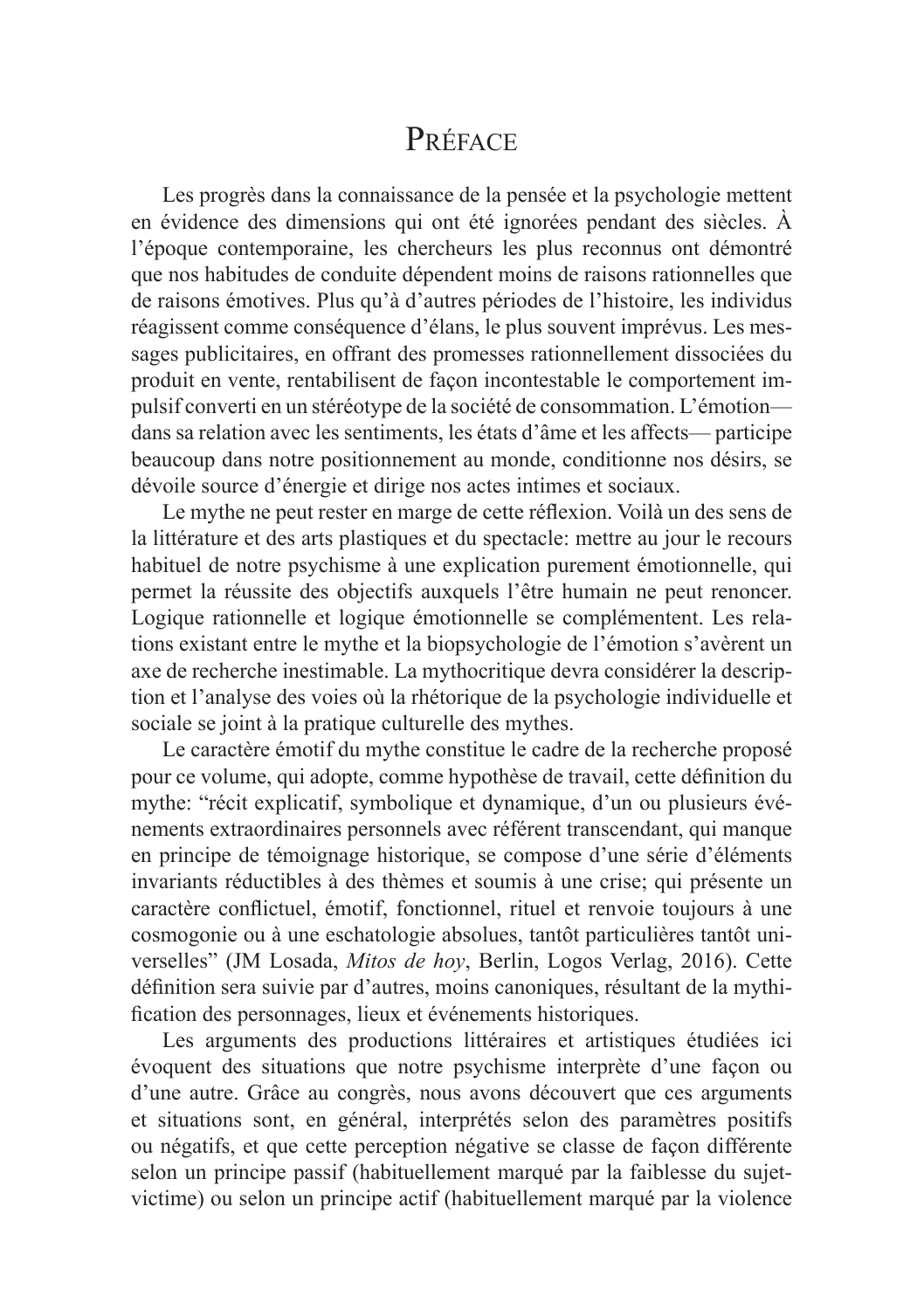# Préface

Les progrès dans la connaissance de la pensée et la psychologie mettent en évidence des dimensions qui ont été ignorées pendant des siècles. À l'époque contemporaine, les chercheurs les plus reconnus ont démontré que nos habitudes de conduite dépendent moins de raisons rationnelles que de raisons émotives. Plus qu'à d'autres périodes de l'histoire, les individus réagissent comme conséquence d'élans, le plus souvent imprévus. Les messages publicitaires, en offrant des promesses rationnellement dissociées du produit en vente, rentabilisent de façon incontestable le comportement impulsif converti en un stéréotype de la société de consommation. L'émotion— dans sa relation avec les sentiments, les états d'âme et les affects— participe beaucoup dans notre positionnement au monde, conditionne nos désirs, se dévoile source d'énergie et dirige nos actes intimes et sociaux.

Le mythe ne peut rester en marge de cette réflexion. Voilà un des sens de la littérature et des arts plastiques et du spectacle: mettre au jour le recours habituel de notre psychisme à une explication purement émotionnelle, qui permet la réussite des objectifs auxquels l'être humain ne peut renoncer. Logique rationnelle et logique émotionnelle se complémentent. Les relations existant entre le mythe et la biopsychologie de l'émotion s'avèrent un axe de recherche inestimable. La mythocritique devra considérer la description et l'analyse des voies où la rhétorique de la psychologie individuelle et sociale se joint à la pratique culturelle des mythes.

Le caractère émotif du mythe constitue le cadre de la recherche proposé pour ce volume, qui adopte, comme hypothèse de travail, cette définition du mythe: "récit explicatif, symbolique et dynamique, d'un ou plusieurs événements extraordinaires personnels avec référent transcendant, qui manque en principe de témoignage historique, se compose d'une série d'éléments invariants réductibles à des thèmes et soumis à une crise; qui présente un caractère conflictuel, émotif, fonctionnel, rituel et renvoie toujours à une cosmogonie ou à une eschatologie absolues, tantôt particulières tantôt universelles" (JM Losada, *Mitos de hoy*, Berlin, Logos Verlag, 2016). Cette définition sera suivie par d'autres, moins canoniques, résultant de la mythification des personnages, lieux et événements historiques.

Les arguments des productions littéraires et artistiques étudiées ici évoquent des situations que notre psychisme interprète d'une façon ou d'une autre. Grâce au congrès, nous avons découvert que ces arguments et situations sont, en général, interprétés selon des paramètres positifs ou négatifs, et que cette perception négative se classe de façon différente selon un principe passif (habituellement marqué par la faiblesse du sujet-victime) ou selon un principe actif (habituellement marqué par la violence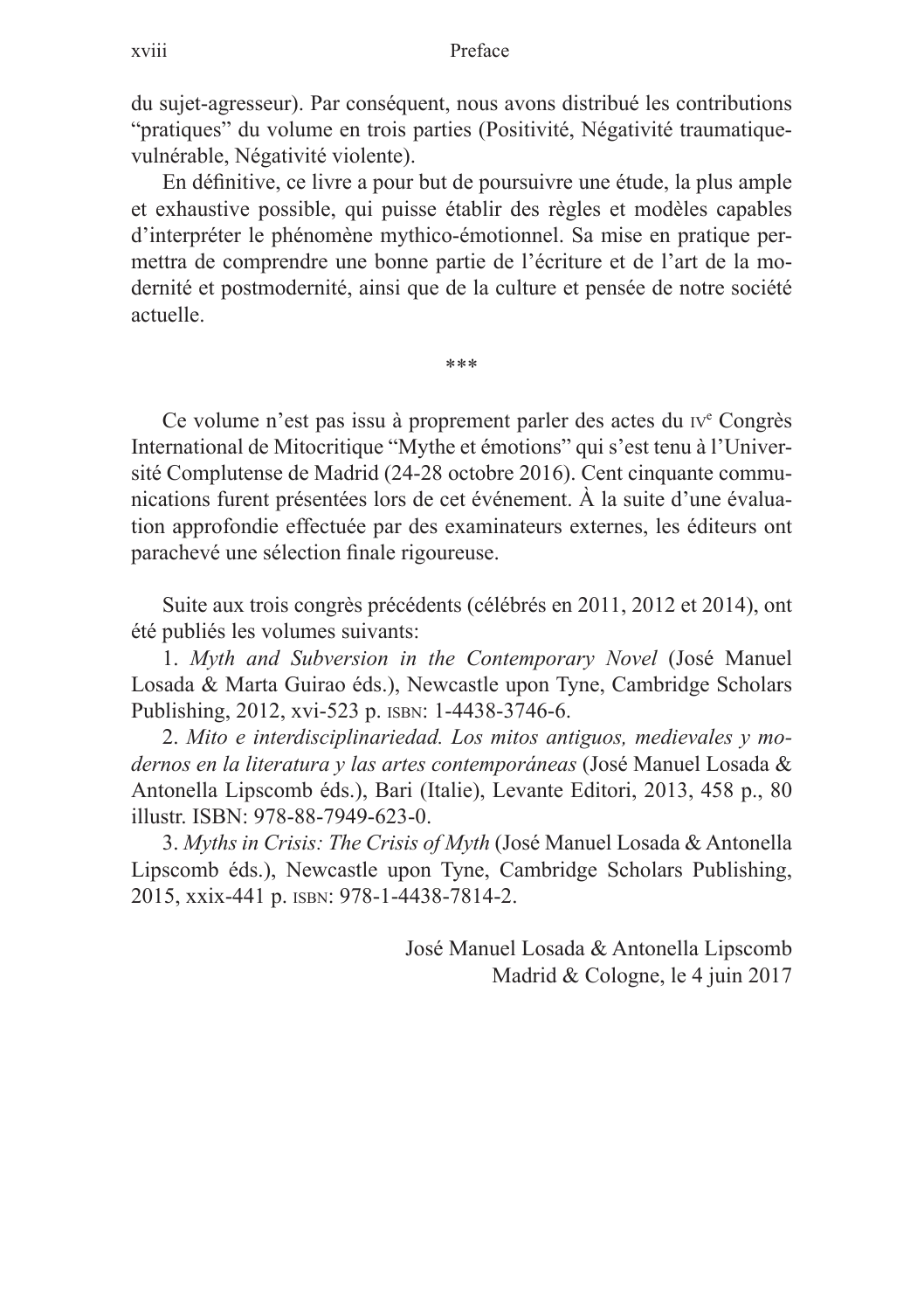du sujet-agresseur). Par conséquent, nous avons distribué les contributions "pratiques" du volume en trois parties (Positivité, Négativité traumatique-vulnérable, Négativité violente).

En définitive, ce livre a pour but de poursuivre une étude, la plus ample et exhaustive possible, qui puisse établir des règles et modèles capables d'interpréter le phénomène mythico-émotionnel. Sa mise en pratique permettra de comprendre une bonne partie de l'écriture et de l'art de la modernité et postmodernité, ainsi que de la culture et pensée de notre société actuelle.

\*\*\*

Ce volume n'est pas issu à proprement parler des actes du IV[e] Congrès International de Mitocritique "Mythe et émotions" qui s'est tenu à l'Université Complutense de Madrid (24-28 octobre 2016). Cent cinquante communications furent présentées lors de cet événement. À la suite d'une évaluation approfondie effectuée par des examinateurs externes, les éditeurs ont parachevé une sélection finale rigoureuse.

Suite aux trois congrès précédents (célébrés en 2011, 2012 et 2014), ont été publiés les volumes suivants:

1. *Myth and Subversion in the Contemporary Novel* (José Manuel Losada & Marta Guirao éds.), Newcastle upon Tyne, Cambridge Scholars Publishing, 2012, xvi-523 p. ISBN: 1-4438-3746-6.

2. *Mito e interdisciplinariedad. Los mitos antiguos, medievales y modernos en la literatura y las artes contemporáneas* (José Manuel Losada & Antonella Lipscomb éds.), Bari (Italie), Levante Editori, 2013, 458 p., 80 illustr. ISBN: 978-88-7949-623-0.

3. *Myths in Crisis: The Crisis of Myth* (José Manuel Losada & Antonella Lipscomb éds.), Newcastle upon Tyne, Cambridge Scholars Publishing, 2015, xxix-441 p. ISBN: 978-1-4438-7814-2.

José Manuel Losada & Antonella Lipscomb
Madrid & Cologne, le 4 juin 2017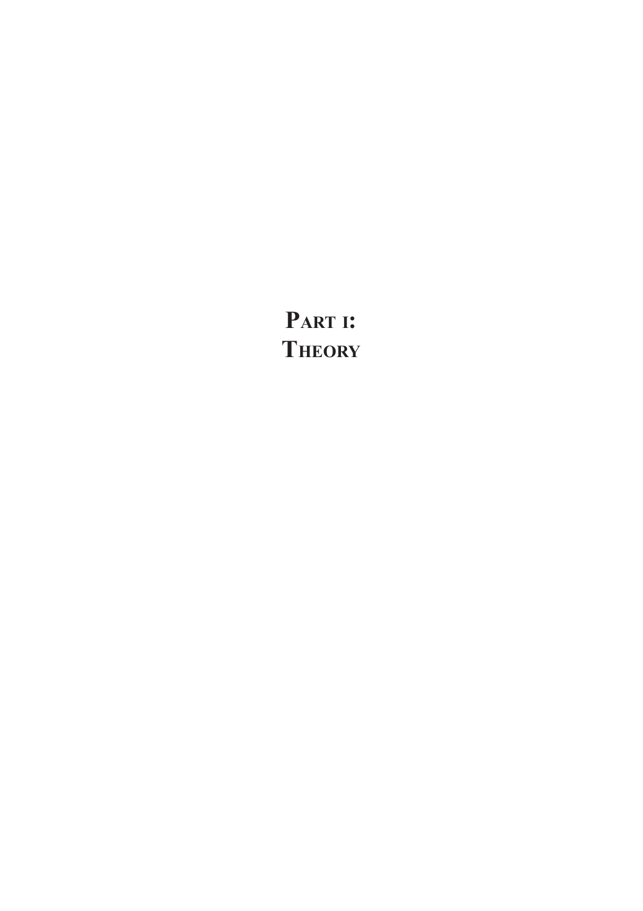# Part i:
# Theory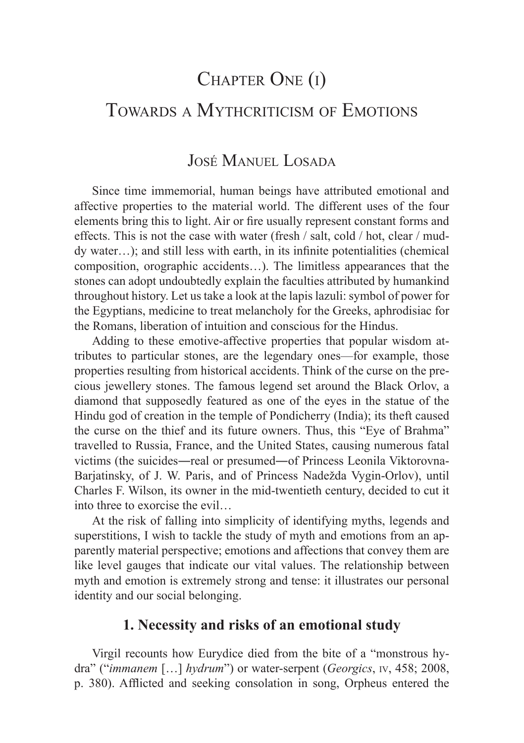# Chapter One (i)
# Towards a Mythcriticism of Emotions

## José Manuel Losada

Since time immemorial, human beings have attributed emotional and affective properties to the material world. The different uses of the four elements bring this to light. Air or fire usually represent constant forms and effects. This is not the case with water (fresh / salt, cold / hot, clear / muddy water…); and still less with earth, in its infinite potentialities (chemical composition, orographic accidents…). The limitless appearances that the stones can adopt undoubtedly explain the faculties attributed by humankind throughout history. Let us take a look at the lapis lazuli: symbol of power for the Egyptians, medicine to treat melancholy for the Greeks, aphrodisiac for the Romans, liberation of intuition and conscious for the Hindus.

Adding to these emotive-affective properties that popular wisdom attributes to particular stones, are the legendary ones—for example, those properties resulting from historical accidents. Think of the curse on the precious jewellery stones. The famous legend set around the Black Orlov, a diamond that supposedly featured as one of the eyes in the statue of the Hindu god of creation in the temple of Pondicherry (India); its theft caused the curse on the thief and its future owners. Thus, this "Eye of Brahma" travelled to Russia, France, and the United States, causing numerous fatal victims (the suicides―real or presumed―of Princess Leonila Viktorovna-Barjatinsky, of J. W. Paris, and of Princess Nadežda Vygin-Orlov), until Charles F. Wilson, its owner in the mid-twentieth century, decided to cut it into three to exorcise the evil…

At the risk of falling into simplicity of identifying myths, legends and superstitions, I wish to tackle the study of myth and emotions from an apparently material perspective; emotions and affections that convey them are like level gauges that indicate our vital values. The relationship between myth and emotion is extremely strong and tense: it illustrates our personal identity and our social belonging.

### 1. Necessity and risks of an emotional study

Virgil recounts how Eurydice died from the bite of a "monstrous hydra" ("*immanem* […] *hydrum*") or water-serpent (*Georgics*, IV, 458; 2008, p. 380). Afflicted and seeking consolation in song, Orpheus entered the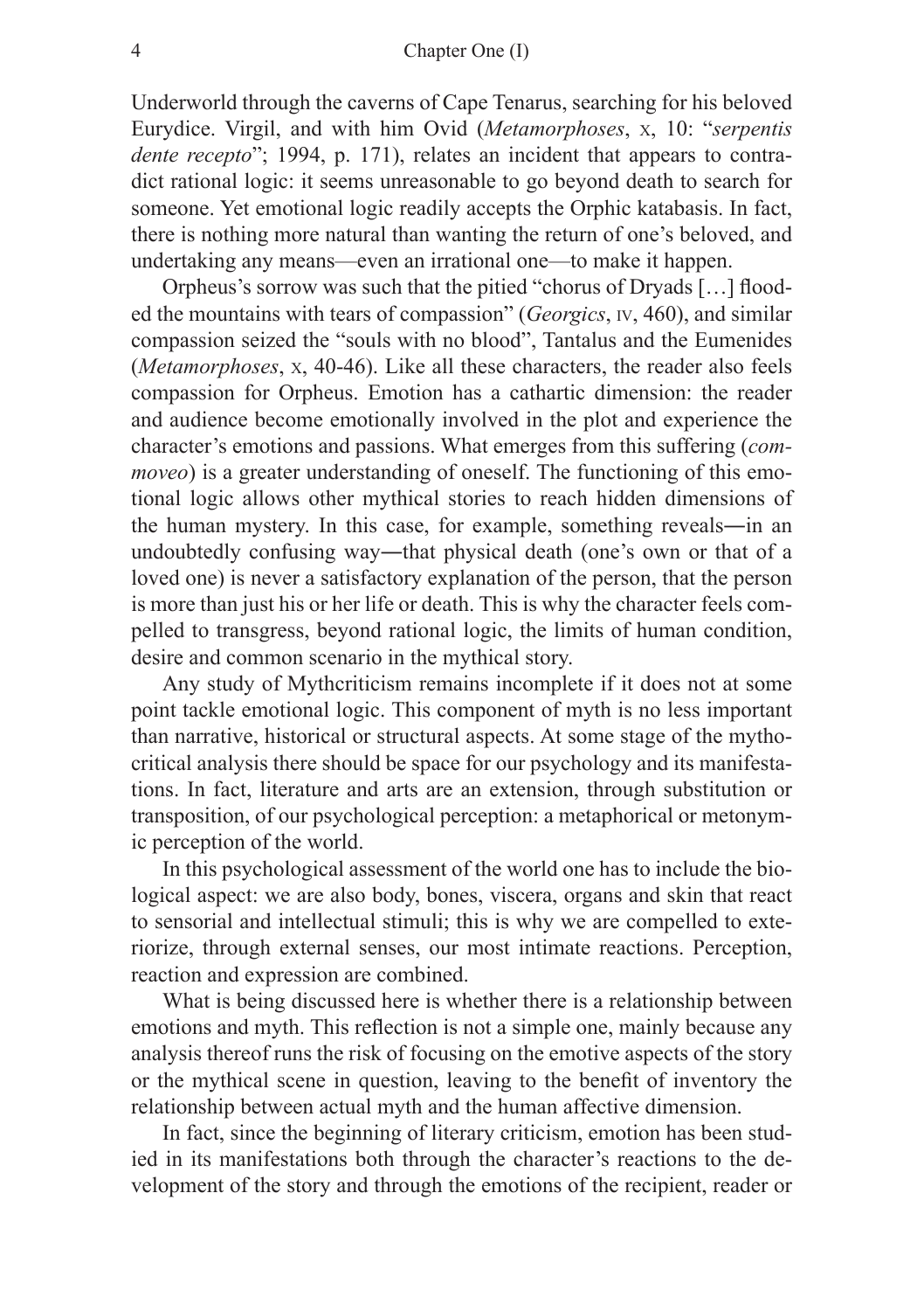Underworld through the caverns of Cape Tenarus, searching for his beloved Eurydice. Virgil, and with him Ovid (*Metamorphoses*, X, 10: "*serpentis dente recepto*"; 1994, p. 171), relates an incident that appears to contradict rational logic: it seems unreasonable to go beyond death to search for someone. Yet emotional logic readily accepts the Orphic katabasis. In fact, there is nothing more natural than wanting the return of one's beloved, and undertaking any means—even an irrational one—to make it happen.

Orpheus's sorrow was such that the pitied "chorus of Dryads […] flooded the mountains with tears of compassion" (*Georgics*, IV, 460), and similar compassion seized the "souls with no blood", Tantalus and the Eumenides (*Metamorphoses*, X, 40-46). Like all these characters, the reader also feels compassion for Orpheus. Emotion has a cathartic dimension: the reader and audience become emotionally involved in the plot and experience the character's emotions and passions. What emerges from this suffering (*commoveo*) is a greater understanding of oneself. The functioning of this emotional logic allows other mythical stories to reach hidden dimensions of the human mystery. In this case, for example, something reveals―in an undoubtedly confusing way―that physical death (one's own or that of a loved one) is never a satisfactory explanation of the person, that the person is more than just his or her life or death. This is why the character feels compelled to transgress, beyond rational logic, the limits of human condition, desire and common scenario in the mythical story.

Any study of Mythcriticism remains incomplete if it does not at some point tackle emotional logic. This component of myth is no less important than narrative, historical or structural aspects. At some stage of the mythocritical analysis there should be space for our psychology and its manifestations. In fact, literature and arts are an extension, through substitution or transposition, of our psychological perception: a metaphorical or metonymic perception of the world.

In this psychological assessment of the world one has to include the biological aspect: we are also body, bones, viscera, organs and skin that react to sensorial and intellectual stimuli; this is why we are compelled to exteriorize, through external senses, our most intimate reactions. Perception, reaction and expression are combined.

What is being discussed here is whether there is a relationship between emotions and myth. This reflection is not a simple one, mainly because any analysis thereof runs the risk of focusing on the emotive aspects of the story or the mythical scene in question, leaving to the benefit of inventory the relationship between actual myth and the human affective dimension.

In fact, since the beginning of literary criticism, emotion has been studied in its manifestations both through the character's reactions to the development of the story and through the emotions of the recipient, reader or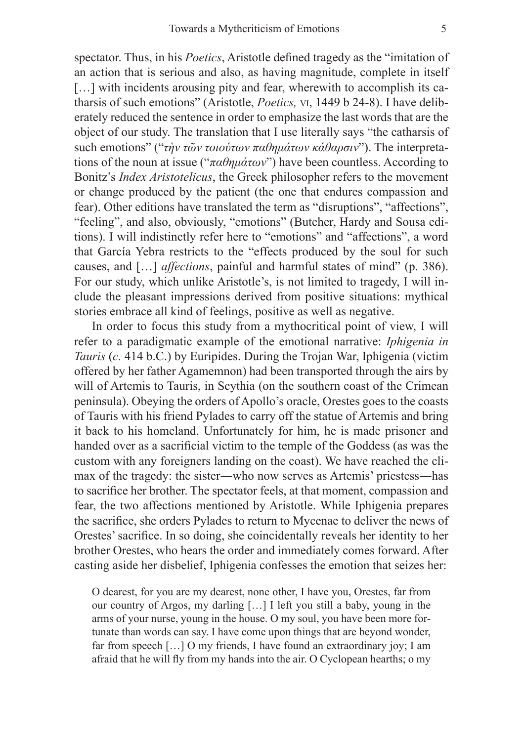spectator. Thus, in his *Poetics*, Aristotle defined tragedy as the "imitation of an action that is serious and also, as having magnitude, complete in itself […] with incidents arousing pity and fear, wherewith to accomplish its catharsis of such emotions" (Aristotle, *Poetics,* VI, 1449 b 24-8). I have deliberately reduced the sentence in order to emphasize the last words that are the object of our study. The translation that I use literally says "the catharsis of such emotions" ("*τὴν τῶν τοιούτων παθημάτων κάθαρσιν*"). The interpretations of the noun at issue ("*παθημάτων*") have been countless. According to Bonitz's *Index Aristotelicus*, the Greek philosopher refers to the movement or change produced by the patient (the one that endures compassion and fear). Other editions have translated the term as "disruptions", "affections", "feeling", and also, obviously, "emotions" (Butcher, Hardy and Sousa editions). I will indistinctly refer here to "emotions" and "affections", a word that García Yebra restricts to the "effects produced by the soul for such causes, and […] *affections*, painful and harmful states of mind" (p. 386). For our study, which unlike Aristotle's, is not limited to tragedy, I will include the pleasant impressions derived from positive situations: mythical stories embrace all kind of feelings, positive as well as negative.

In order to focus this study from a mythocritical point of view, I will refer to a paradigmatic example of the emotional narrative: *Iphigenia in Tauris* (*c.* 414 b.C.) by Euripides. During the Trojan War, Iphigenia (victim offered by her father Agamemnon) had been transported through the airs by will of Artemis to Tauris, in Scythia (on the southern coast of the Crimean peninsula). Obeying the orders of Apollo's oracle, Orestes goes to the coasts of Tauris with his friend Pylades to carry off the statue of Artemis and bring it back to his homeland. Unfortunately for him, he is made prisoner and handed over as a sacrificial victim to the temple of the Goddess (as was the custom with any foreigners landing on the coast). We have reached the climax of the tragedy: the sister—who now serves as Artemis' priestess—has to sacrifice her brother. The spectator feels, at that moment, compassion and fear, the two affections mentioned by Aristotle. While Iphigenia prepares the sacrifice, she orders Pylades to return to Mycenae to deliver the news of Orestes' sacrifice. In so doing, she coincidentally reveals her identity to her brother Orestes, who hears the order and immediately comes forward. After casting aside her disbelief, Iphigenia confesses the emotion that seizes her:

> O dearest, for you are my dearest, none other, I have you, Orestes, far from our country of Argos, my darling […] I left you still a baby, young in the arms of your nurse, young in the house. O my soul, you have been more fortunate than words can say. I have come upon things that are beyond wonder, far from speech […] O my friends, I have found an extraordinary joy; I am afraid that he will fly from my hands into the air. O Cyclopean hearths; o my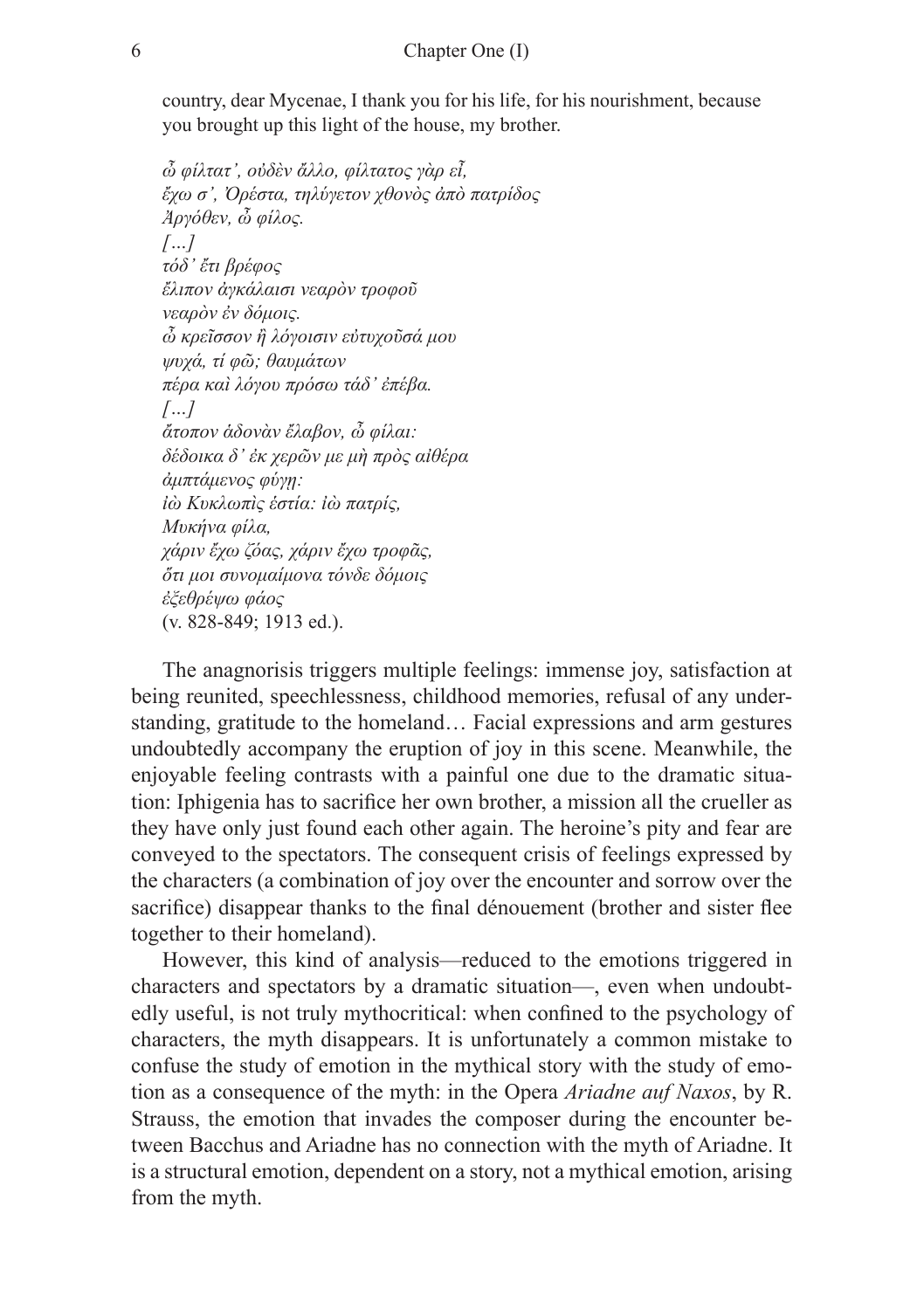country, dear Mycenae, I thank you for his life, for his nourishment, because you brought up this light of the house, my brother.

*ὦ φίλτατ', οὐδὲν ἄλλο, φίλτατος γὰρ εἶ,*
*ἔχω σ', Ὀρέστα, τηλύγετον χθονὸς ἀπὸ πατρίδος*
*Ἀργόθεν, ὦ φίλος.*
*[…]*
*τόδ' ἔτι βρέφος*
*ἔλιπον ἀγκάλαισι νεαρὸν τροφοῦ*
*νεαρὸν ἐν δόμοις.*
*ὦ κρεῖσσον ἢ λόγοισιν εὐτυχοῦσά μου*
*ψυχά, τί φῶ; θαυμάτων*
*πέρα καὶ λόγου πρόσω τάδ' ἐπέβα.*
*[…]*
*ἄτοπον ἁδονὰν ἔλαβον, ὦ φίλαι:*
*δέδοικα δ' ἐκ χερῶν με μὴ πρὸς αἰθέρα*
*ἀμπτάμενος φύγῃ:*
*ἰὼ Κυκλωπὶς ἑστία: ἰὼ πατρίς,*
*Μυκήνα φίλα,*
*χάριν ἔχω ζόας, χάριν ἔχω τροφᾶς,*
*ὅτι μοι συνομαίμονα τόνδε δόμοις*
*ἐξεθρέψω φάος*
(v. 828-849; 1913 ed.).

The anagnorisis triggers multiple feelings: immense joy, satisfaction at being reunited, speechlessness, childhood memories, refusal of any understanding, gratitude to the homeland… Facial expressions and arm gestures undoubtedly accompany the eruption of joy in this scene. Meanwhile, the enjoyable feeling contrasts with a painful one due to the dramatic situation: Iphigenia has to sacrifice her own brother, a mission all the crueller as they have only just found each other again. The heroine's pity and fear are conveyed to the spectators. The consequent crisis of feelings expressed by the characters (a combination of joy over the encounter and sorrow over the sacrifice) disappear thanks to the final dénouement (brother and sister flee together to their homeland).

However, this kind of analysis—reduced to the emotions triggered in characters and spectators by a dramatic situation—, even when undoubtedly useful, is not truly mythocritical: when confined to the psychology of characters, the myth disappears. It is unfortunately a common mistake to confuse the study of emotion in the mythical story with the study of emotion as a consequence of the myth: in the Opera *Ariadne auf Naxos*, by R. Strauss, the emotion that invades the composer during the encounter between Bacchus and Ariadne has no connection with the myth of Ariadne. It is a structural emotion, dependent on a story, not a mythical emotion, arising from the myth.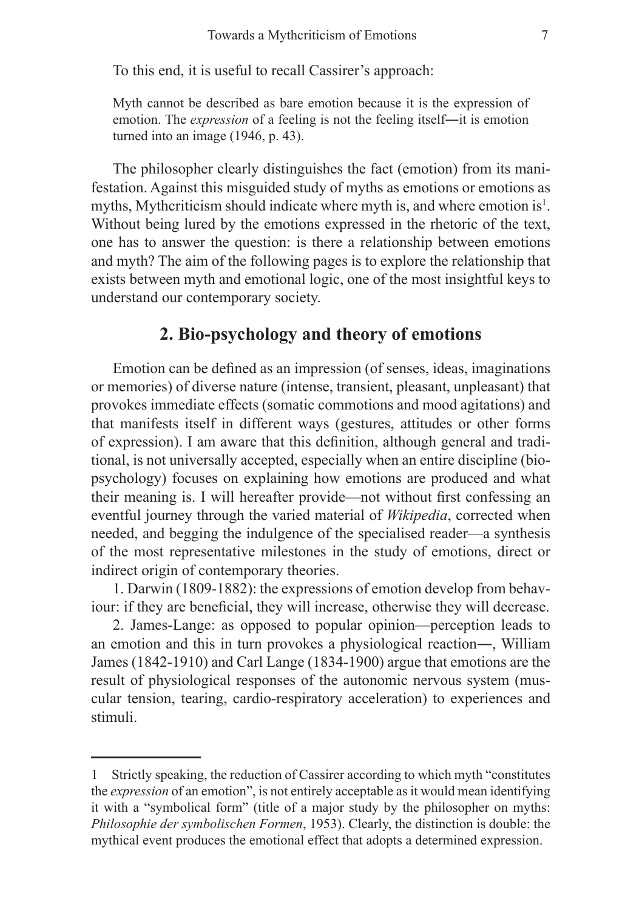To this end, it is useful to recall Cassirer's approach:

> Myth cannot be described as bare emotion because it is the expression of emotion. The *expression* of a feeling is not the feeling itself—it is emotion turned into an image (1946, p. 43).

The philosopher clearly distinguishes the fact (emotion) from its manifestation. Against this misguided study of myths as emotions or emotions as myths, Mythcriticism should indicate where myth is, and where emotion is[1]. Without being lured by the emotions expressed in the rhetoric of the text, one has to answer the question: is there a relationship between emotions and myth? The aim of the following pages is to explore the relationship that exists between myth and emotional logic, one of the most insightful keys to understand our contemporary society.

## 2. Bio-psychology and theory of emotions

Emotion can be defined as an impression (of senses, ideas, imaginations or memories) of diverse nature (intense, transient, pleasant, unpleasant) that provokes immediate effects (somatic commotions and mood agitations) and that manifests itself in different ways (gestures, attitudes or other forms of expression). I am aware that this definition, although general and traditional, is not universally accepted, especially when an entire discipline (bio-psychology) focuses on explaining how emotions are produced and what their meaning is. I will hereafter provide—not without first confessing an eventful journey through the varied material of *Wikipedia*, corrected when needed, and begging the indulgence of the specialised reader—a synthesis of the most representative milestones in the study of emotions, direct or indirect origin of contemporary theories.

1. Darwin (1809-1882): the expressions of emotion develop from behaviour: if they are beneficial, they will increase, otherwise they will decrease.

2. James-Lange: as opposed to popular opinion—perception leads to an emotion and this in turn provokes a physiological reaction—, William James (1842-1910) and Carl Lange (1834-1900) argue that emotions are the result of physiological responses of the autonomic nervous system (muscular tension, tearing, cardio-respiratory acceleration) to experiences and stimuli.

---

1 Strictly speaking, the reduction of Cassirer according to which myth "constitutes the *expression* of an emotion", is not entirely acceptable as it would mean identifying it with a "symbolical form" (title of a major study by the philosopher on myths: *Philosophie der symbolischen Formen*, 1953). Clearly, the distinction is double: the mythical event produces the emotional effect that adopts a determined expression.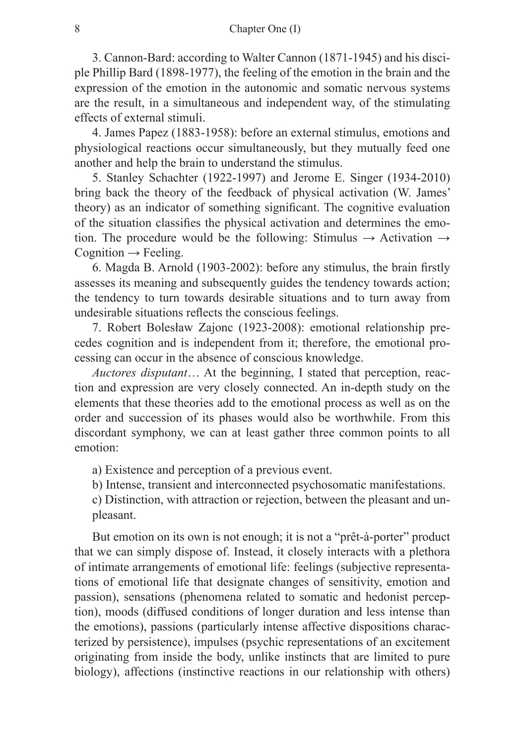3. Cannon-Bard: according to Walter Cannon (1871-1945) and his disciple Phillip Bard (1898-1977), the feeling of the emotion in the brain and the expression of the emotion in the autonomic and somatic nervous systems are the result, in a simultaneous and independent way, of the stimulating effects of external stimuli.

4. James Papez (1883-1958): before an external stimulus, emotions and physiological reactions occur simultaneously, but they mutually feed one another and help the brain to understand the stimulus.

5. Stanley Schachter (1922-1997) and Jerome E. Singer (1934-2010) bring back the theory of the feedback of physical activation (W. James' theory) as an indicator of something significant. The cognitive evaluation of the situation classifies the physical activation and determines the emotion. The procedure would be the following: Stimulus → Activation → Cognition → Feeling.

6. Magda B. Arnold (1903-2002): before any stimulus, the brain firstly assesses its meaning and subsequently guides the tendency towards action; the tendency to turn towards desirable situations and to turn away from undesirable situations reflects the conscious feelings.

7. Robert Bolesław Zajonc (1923-2008): emotional relationship precedes cognition and is independent from it; therefore, the emotional processing can occur in the absence of conscious knowledge.

*Auctores disputant*… At the beginning, I stated that perception, reaction and expression are very closely connected. An in-depth study on the elements that these theories add to the emotional process as well as on the order and succession of its phases would also be worthwhile. From this discordant symphony, we can at least gather three common points to all emotion:

a) Existence and perception of a previous event.

b) Intense, transient and interconnected psychosomatic manifestations.

c) Distinction, with attraction or rejection, between the pleasant and unpleasant.

But emotion on its own is not enough; it is not a "prêt-à-porter" product that we can simply dispose of. Instead, it closely interacts with a plethora of intimate arrangements of emotional life: feelings (subjective representations of emotional life that designate changes of sensitivity, emotion and passion), sensations (phenomena related to somatic and hedonist perception), moods (diffused conditions of longer duration and less intense than the emotions), passions (particularly intense affective dispositions characterized by persistence), impulses (psychic representations of an excitement originating from inside the body, unlike instincts that are limited to pure biology), affections (instinctive reactions in our relationship with others)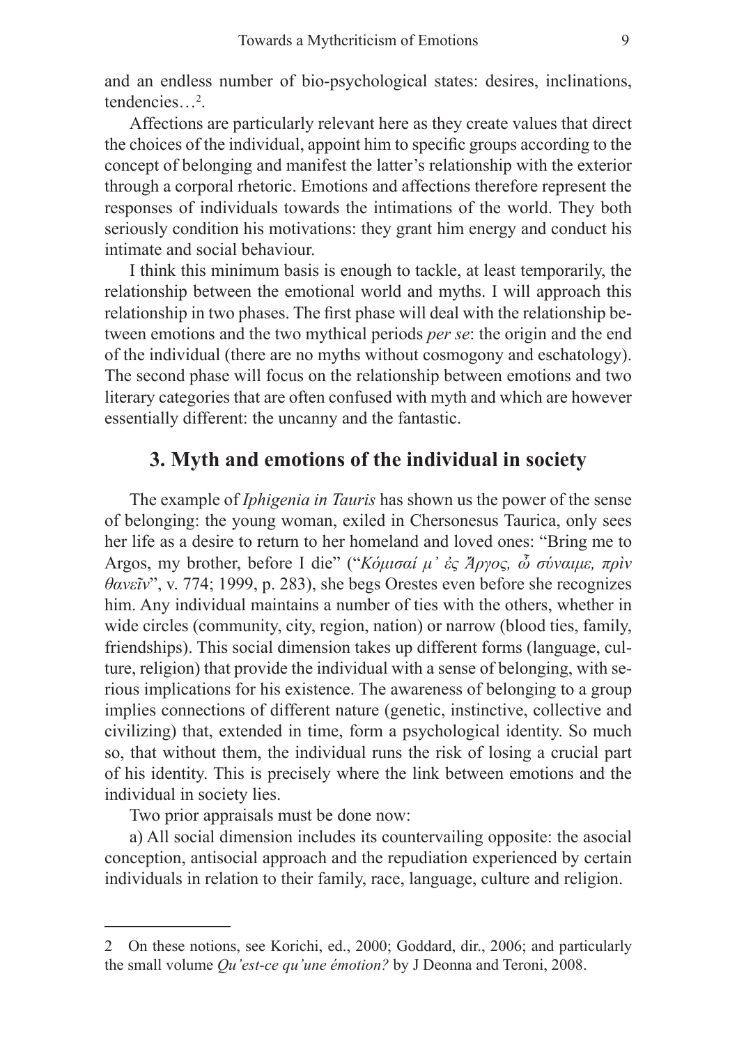and an endless number of bio-psychological states: desires, inclinations, tendencies…[2].

Affections are particularly relevant here as they create values that direct the choices of the individual, appoint him to specific groups according to the concept of belonging and manifest the latter's relationship with the exterior through a corporal rhetoric. Emotions and affections therefore represent the responses of individuals towards the intimations of the world. They both seriously condition his motivations: they grant him energy and conduct his intimate and social behaviour.

I think this minimum basis is enough to tackle, at least temporarily, the relationship between the emotional world and myths. I will approach this relationship in two phases. The first phase will deal with the relationship between emotions and the two mythical periods *per se*: the origin and the end of the individual (there are no myths without cosmogony and eschatology). The second phase will focus on the relationship between emotions and two literary categories that are often confused with myth and which are however essentially different: the uncanny and the fantastic.

## 3. Myth and emotions of the individual in society

The example of *Iphigenia in Tauris* has shown us the power of the sense of belonging: the young woman, exiled in Chersonesus Taurica, only sees her life as a desire to return to her homeland and loved ones: "Bring me to Argos, my brother, before I die" ("*Κόμισαί μ' ἐς Ἄργος, ὦ σύναιμε, πρὶν θανεῖν*", v. 774; 1999, p. 283), she begs Orestes even before she recognizes him. Any individual maintains a number of ties with the others, whether in wide circles (community, city, region, nation) or narrow (blood ties, family, friendships). This social dimension takes up different forms (language, culture, religion) that provide the individual with a sense of belonging, with serious implications for his existence. The awareness of belonging to a group implies connections of different nature (genetic, instinctive, collective and civilizing) that, extended in time, form a psychological identity. So much so, that without them, the individual runs the risk of losing a crucial part of his identity. This is precisely where the link between emotions and the individual in society lies.

Two prior appraisals must be done now:

a) All social dimension includes its countervailing opposite: the asocial conception, antisocial approach and the repudiation experienced by certain individuals in relation to their family, race, language, culture and religion.

---

2 On these notions, see Korichi, ed., 2000; Goddard, dir., 2006; and particularly the small volume *Qu'est-ce qu'une émotion?* by J Deonna and Teroni, 2008.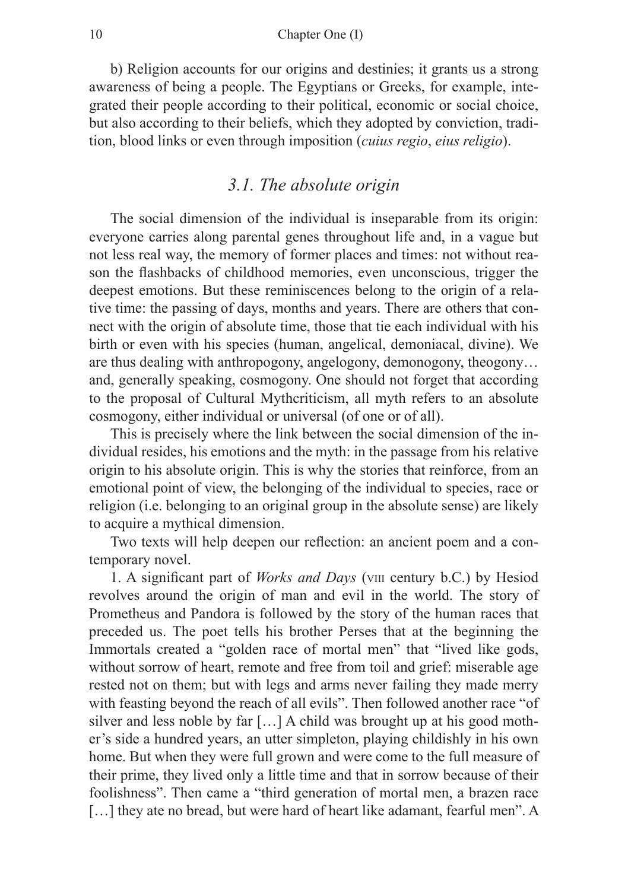b) Religion accounts for our origins and destinies; it grants us a strong awareness of being a people. The Egyptians or Greeks, for example, integrated their people according to their political, economic or social choice, but also according to their beliefs, which they adopted by conviction, tradition, blood links or even through imposition (*cuius regio*, *eius religio*).

### *3.1. The absolute origin*

The social dimension of the individual is inseparable from its origin: everyone carries along parental genes throughout life and, in a vague but not less real way, the memory of former places and times: not without reason the flashbacks of childhood memories, even unconscious, trigger the deepest emotions. But these reminiscences belong to the origin of a relative time: the passing of days, months and years. There are others that connect with the origin of absolute time, those that tie each individual with his birth or even with his species (human, angelical, demoniacal, divine). We are thus dealing with anthropogony, angelogony, demonogony, theogony… and, generally speaking, cosmogony. One should not forget that according to the proposal of Cultural Mythcriticism, all myth refers to an absolute cosmogony, either individual or universal (of one or of all).

This is precisely where the link between the social dimension of the individual resides, his emotions and the myth: in the passage from his relative origin to his absolute origin. This is why the stories that reinforce, from an emotional point of view, the belonging of the individual to species, race or religion (i.e. belonging to an original group in the absolute sense) are likely to acquire a mythical dimension.

Two texts will help deepen our reflection: an ancient poem and a contemporary novel.

1. A significant part of *Works and Days* (VIII century b.C.) by Hesiod revolves around the origin of man and evil in the world. The story of Prometheus and Pandora is followed by the story of the human races that preceded us. The poet tells his brother Perses that at the beginning the Immortals created a "golden race of mortal men" that "lived like gods, without sorrow of heart, remote and free from toil and grief: miserable age rested not on them; but with legs and arms never failing they made merry with feasting beyond the reach of all evils". Then followed another race "of silver and less noble by far […] A child was brought up at his good mother's side a hundred years, an utter simpleton, playing childishly in his own home. But when they were full grown and were come to the full measure of their prime, they lived only a little time and that in sorrow because of their foolishness". Then came a "third generation of mortal men, a brazen race […] they ate no bread, but were hard of heart like adamant, fearful men". A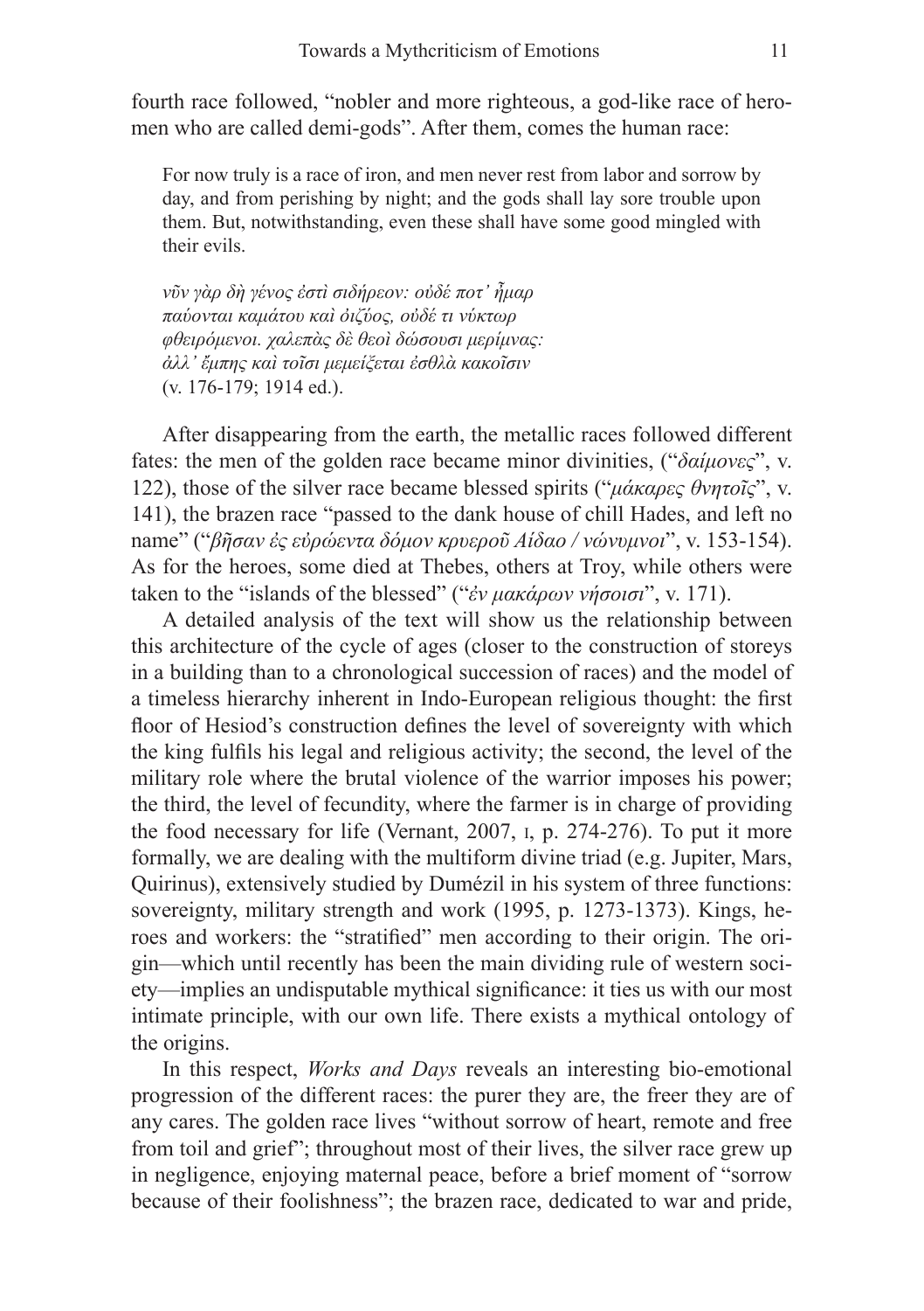fourth race followed, "nobler and more righteous, a god-like race of hero-men who are called demi-gods". After them, comes the human race:

> For now truly is a race of iron, and men never rest from labor and sorrow by day, and from perishing by night; and the gods shall lay sore trouble upon them. But, notwithstanding, even these shall have some good mingled with their evils.
>
> *νῦν γὰρ δὴ γένος ἐστὶ σιδήρεον: οὐδέ ποτ᾽ ἦμαρ*
> *παύονται καμάτου καὶ ὀιζύος, οὐδέ τι νύκτωρ*
> *φθειρόμενοι. χαλεπὰς δὲ θεοὶ δώσουσι μερίμνας:*
> *ἀλλ᾽ ἔμπης καὶ τοῖσι μεμείξεται ἐσθλὰ κακοῖσιν*
> (v. 176-179; 1914 ed.).

After disappearing from the earth, the metallic races followed different fates: the men of the golden race became minor divinities, ("*δαίμονες*", v. 122), those of the silver race became blessed spirits ("*μάκαρες θνητοῖς*", v. 141), the brazen race "passed to the dank house of chill Hades, and left no name" ("*βῆσαν ἐς εὐρώεντα δόμον κρυεροῦ Αίδαο / νώνυμνοι*", v. 153-154). As for the heroes, some died at Thebes, others at Troy, while others were taken to the "islands of the blessed" ("*ἐν μακάρων νήσοισι*", v. 171).

A detailed analysis of the text will show us the relationship between this architecture of the cycle of ages (closer to the construction of storeys in a building than to a chronological succession of races) and the model of a timeless hierarchy inherent in Indo-European religious thought: the first floor of Hesiod's construction defines the level of sovereignty with which the king fulfils his legal and religious activity; the second, the level of the military role where the brutal violence of the warrior imposes his power; the third, the level of fecundity, where the farmer is in charge of providing the food necessary for life (Vernant, 2007, I, p. 274-276). To put it more formally, we are dealing with the multiform divine triad (e.g. Jupiter, Mars, Quirinus), extensively studied by Dumézil in his system of three functions: sovereignty, military strength and work (1995, p. 1273-1373). Kings, heroes and workers: the "stratified" men according to their origin. The origin—which until recently has been the main dividing rule of western society—implies an undisputable mythical significance: it ties us with our most intimate principle, with our own life. There exists a mythical ontology of the origins.

In this respect, *Works and Days* reveals an interesting bio-emotional progression of the different races: the purer they are, the freer they are of any cares. The golden race lives "without sorrow of heart, remote and free from toil and grief"; throughout most of their lives, the silver race grew up in negligence, enjoying maternal peace, before a brief moment of "sorrow because of their foolishness"; the brazen race, dedicated to war and pride,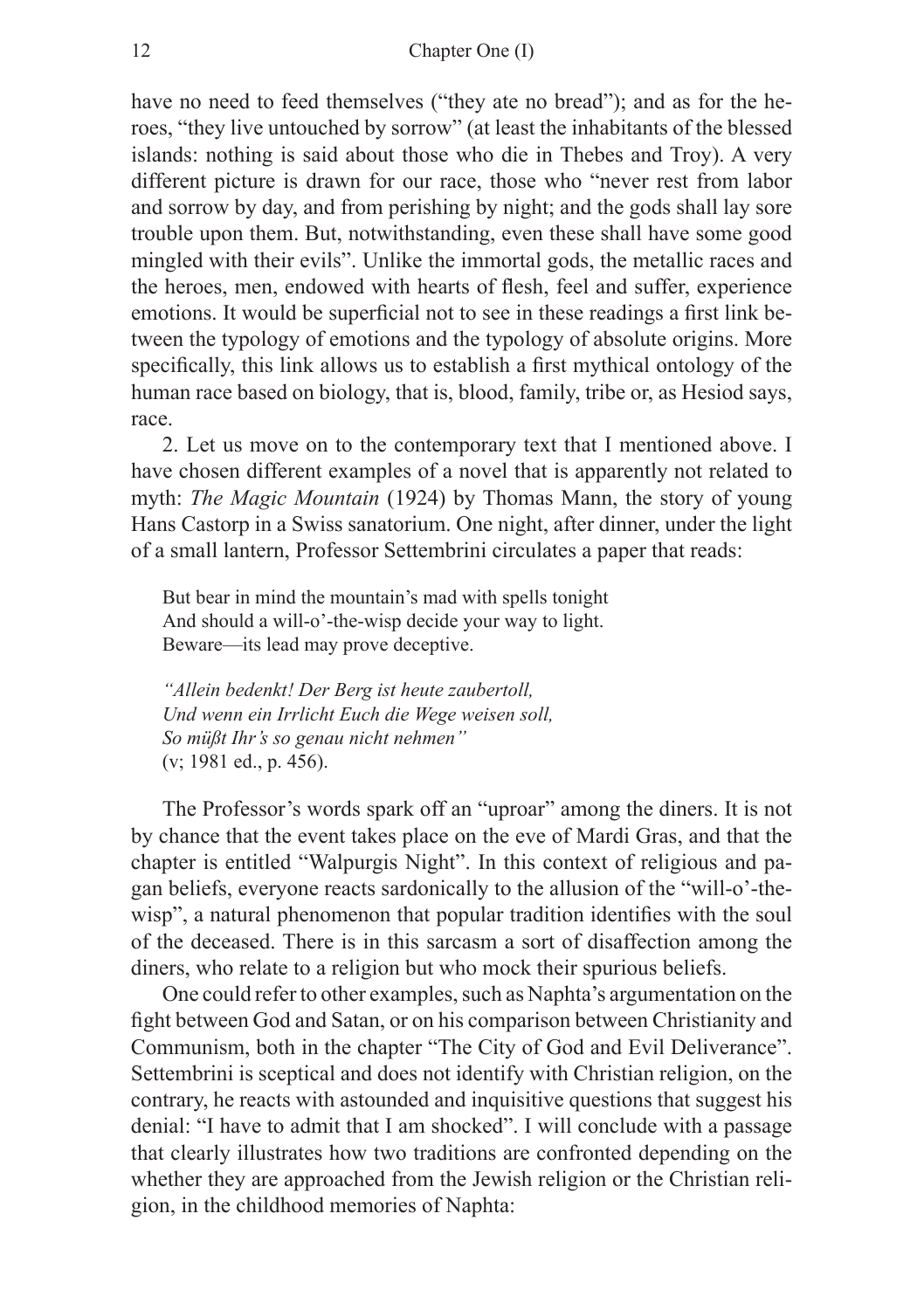have no need to feed themselves ("they ate no bread"); and as for the heroes, "they live untouched by sorrow" (at least the inhabitants of the blessed islands: nothing is said about those who die in Thebes and Troy). A very different picture is drawn for our race, those who "never rest from labor and sorrow by day, and from perishing by night; and the gods shall lay sore trouble upon them. But, notwithstanding, even these shall have some good mingled with their evils". Unlike the immortal gods, the metallic races and the heroes, men, endowed with hearts of flesh, feel and suffer, experience emotions. It would be superficial not to see in these readings a first link between the typology of emotions and the typology of absolute origins. More specifically, this link allows us to establish a first mythical ontology of the human race based on biology, that is, blood, family, tribe or, as Hesiod says, race.

2. Let us move on to the contemporary text that I mentioned above. I have chosen different examples of a novel that is apparently not related to myth: *The Magic Mountain* (1924) by Thomas Mann, the story of young Hans Castorp in a Swiss sanatorium. One night, after dinner, under the light of a small lantern, Professor Settembrini circulates a paper that reads:

> But bear in mind the mountain's mad with spells tonight
> And should a will-o'-the-wisp decide your way to light.
> Beware—its lead may prove deceptive.
>
> *"Allein bedenkt! Der Berg ist heute zaubertoll,*
> *Und wenn ein Irrlicht Euch die Wege weisen soll,*
> *So müßt Ihr's so genau nicht nehmen"*
> (v; 1981 ed., p. 456).

The Professor's words spark off an "uproar" among the diners. It is not by chance that the event takes place on the eve of Mardi Gras, and that the chapter is entitled "Walpurgis Night". In this context of religious and pagan beliefs, everyone reacts sardonically to the allusion of the "will-o'-the-wisp", a natural phenomenon that popular tradition identifies with the soul of the deceased. There is in this sarcasm a sort of disaffection among the diners, who relate to a religion but who mock their spurious beliefs.

One could refer to other examples, such as Naphta's argumentation on the fight between God and Satan, or on his comparison between Christianity and Communism, both in the chapter "The City of God and Evil Deliverance". Settembrini is sceptical and does not identify with Christian religion, on the contrary, he reacts with astounded and inquisitive questions that suggest his denial: "I have to admit that I am shocked". I will conclude with a passage that clearly illustrates how two traditions are confronted depending on the whether they are approached from the Jewish religion or the Christian religion, in the childhood memories of Naphta: